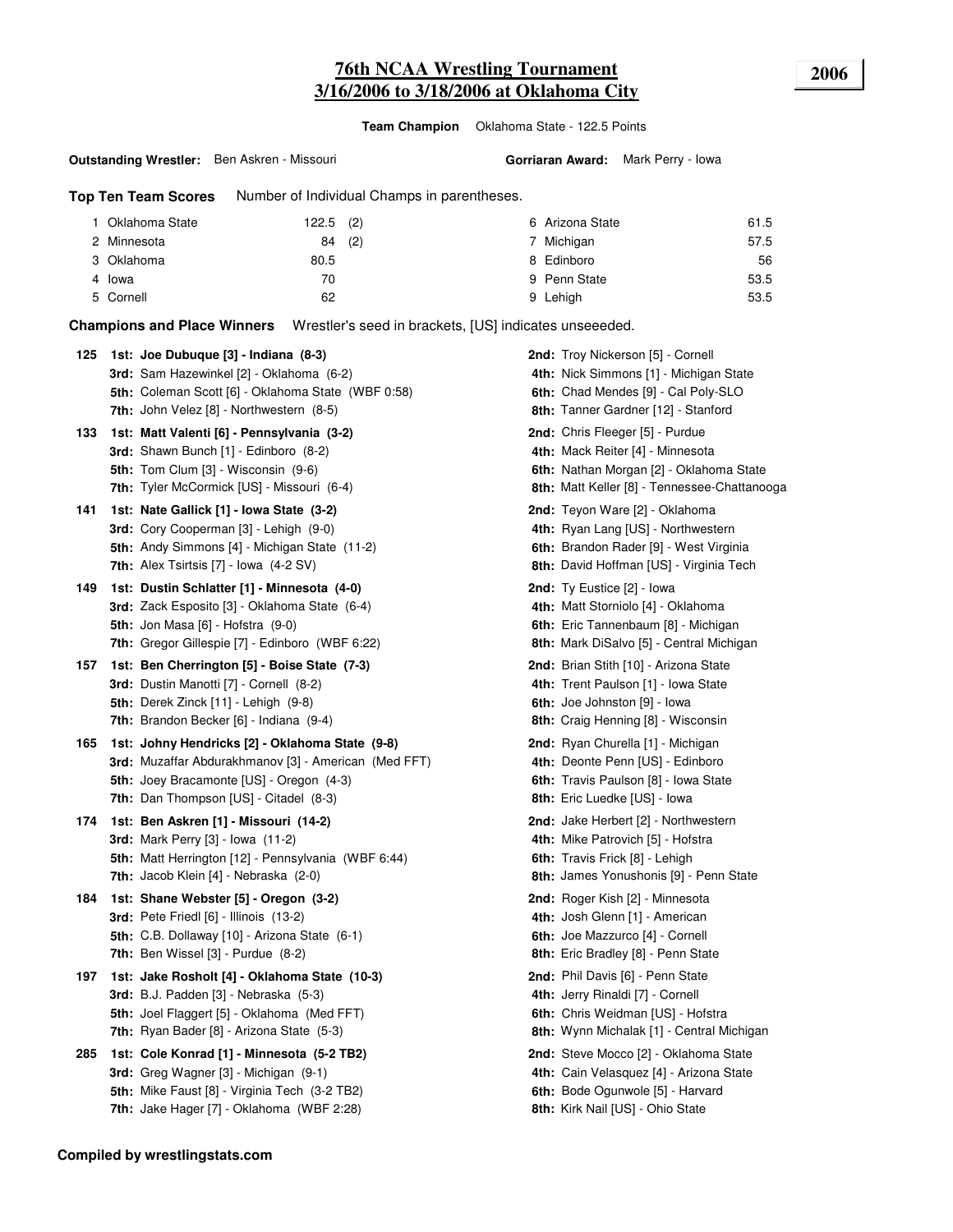# 76th NCAA Wrestling Tournament
# 3/16/2006 to 3/18/2006 at Oklahoma City

**2006**

**Team Champion** Oklahoma State - 122.5 Points

**Outstanding Wrestler:** Ben Askren - Missouri **Gorriaran Award:** Mark Perry - Iowa

**Top Ten Team Scores** Number of Individual Champs in parentheses.

| | | | | | |
|---|---|---|---|---|---|
| 1 | Oklahoma State | 122.5 (2) | 6 | Arizona State | 61.5 |
| 2 | Minnesota | 84 (2) | 7 | Michigan | 57.5 |
| 3 | Oklahoma | 80.5 | 8 | Edinboro | 56 |
| 4 | Iowa | 70 | 9 | Penn State | 53.5 |
| 5 | Cornell | 62 | 9 | Lehigh | 53.5 |

**Champions and Place Winners** Wrestler's seed in brackets, [US] indicates unseeeded.

**125** **1st: Joe Dubuque [3] - Indiana (8-3)**
**2nd:** Troy Nickerson [5] - Cornell
**3rd:** Sam Hazewinkel [2] - Oklahoma (6-2)
**4th:** Nick Simmons [1] - Michigan State
**5th:** Coleman Scott [6] - Oklahoma State (WBF 0:58)
**6th:** Chad Mendes [9] - Cal Poly-SLO
**7th:** John Velez [8] - Northwestern (8-5)
**8th:** Tanner Gardner [12] - Stanford

**133** **1st: Matt Valenti [6] - Pennsylvania (3-2)**
**2nd:** Chris Fleeger [5] - Purdue
**3rd:** Shawn Bunch [1] - Edinboro (8-2)
**4th:** Mack Reiter [4] - Minnesota
**5th:** Tom Clum [3] - Wisconsin (9-6)
**6th:** Nathan Morgan [2] - Oklahoma State
**7th:** Tyler McCormick [US] - Missouri (6-4)
**8th:** Matt Keller [8] - Tennessee-Chattanooga

**141** **1st: Nate Gallick [1] - Iowa State (3-2)**
**2nd:** Teyon Ware [2] - Oklahoma
**3rd:** Cory Cooperman [3] - Lehigh (9-0)
**4th:** Ryan Lang [US] - Northwestern
**5th:** Andy Simmons [4] - Michigan State (11-2)
**6th:** Brandon Rader [9] - West Virginia
**7th:** Alex Tsirtsis [7] - Iowa (4-2 SV)
**8th:** David Hoffman [US] - Virginia Tech

**149** **1st: Dustin Schlatter [1] - Minnesota (4-0)**
**2nd:** Ty Eustice [2] - Iowa
**3rd:** Zack Esposito [3] - Oklahoma State (6-4)
**4th:** Matt Storniolo [4] - Oklahoma
**5th:** Jon Masa [6] - Hofstra (9-0)
**6th:** Eric Tannenbaum [8] - Michigan
**7th:** Gregor Gillespie [7] - Edinboro (WBF 6:22)
**8th:** Mark DiSalvo [5] - Central Michigan

**157** **1st: Ben Cherrington [5] - Boise State (7-3)**
**2nd:** Brian Stith [10] - Arizona State
**3rd:** Dustin Manotti [7] - Cornell (8-2)
**4th:** Trent Paulson [1] - Iowa State
**5th:** Derek Zinck [11] - Lehigh (9-8)
**6th:** Joe Johnston [9] - Iowa
**7th:** Brandon Becker [6] - Indiana (9-4)
**8th:** Craig Henning [8] - Wisconsin

**165** **1st: Johny Hendricks [2] - Oklahoma State (9-8)**
**2nd:** Ryan Churella [1] - Michigan
**3rd:** Muzaffar Abdurakhmanov [3] - American (Med FFT)
**4th:** Deonte Penn [US] - Edinboro
**5th:** Joey Bracamonte [US] - Oregon (4-3)
**6th:** Travis Paulson [8] - Iowa State
**7th:** Dan Thompson [US] - Citadel (8-3)
**8th:** Eric Luedke [US] - Iowa

**174** **1st: Ben Askren [1] - Missouri (14-2)**
**2nd:** Jake Herbert [2] - Northwestern
**3rd:** Mark Perry [3] - Iowa (11-2)
**4th:** Mike Patrovich [5] - Hofstra
**5th:** Matt Herrington [12] - Pennsylvania (WBF 6:44)
**6th:** Travis Frick [8] - Lehigh
**7th:** Jacob Klein [4] - Nebraska (2-0)
**8th:** James Yonushonis [9] - Penn State

**184** **1st: Shane Webster [5] - Oregon (3-2)**
**2nd:** Roger Kish [2] - Minnesota
**3rd:** Pete Friedl [6] - Illinois (13-2)
**4th:** Josh Glenn [1] - American
**5th:** C.B. Dollaway [10] - Arizona State (6-1)
**6th:** Joe Mazzurco [4] - Cornell
**7th:** Ben Wissel [3] - Purdue (8-2)
**8th:** Eric Bradley [8] - Penn State

**197** **1st: Jake Rosholt [4] - Oklahoma State (10-3)**
**2nd:** Phil Davis [6] - Penn State
**3rd:** B.J. Padden [3] - Nebraska (5-3)
**4th:** Jerry Rinaldi [7] - Cornell
**5th:** Joel Flaggert [5] - Oklahoma (Med FFT)
**6th:** Chris Weidman [US] - Hofstra
**7th:** Ryan Bader [8] - Arizona State (5-3)
**8th:** Wynn Michalak [1] - Central Michigan

**285** **1st: Cole Konrad [1] - Minnesota (5-2 TB2)**
**2nd:** Steve Mocco [2] - Oklahoma State
**3rd:** Greg Wagner [3] - Michigan (9-1)
**4th:** Cain Velasquez [4] - Arizona State
**5th:** Mike Faust [8] - Virginia Tech (3-2 TB2)
**6th:** Bode Ogunwole [5] - Harvard
**7th:** Jake Hager [7] - Oklahoma (WBF 2:28)
**8th:** Kirk Nail [US] - Ohio State

**Compiled by wrestlingstats.com**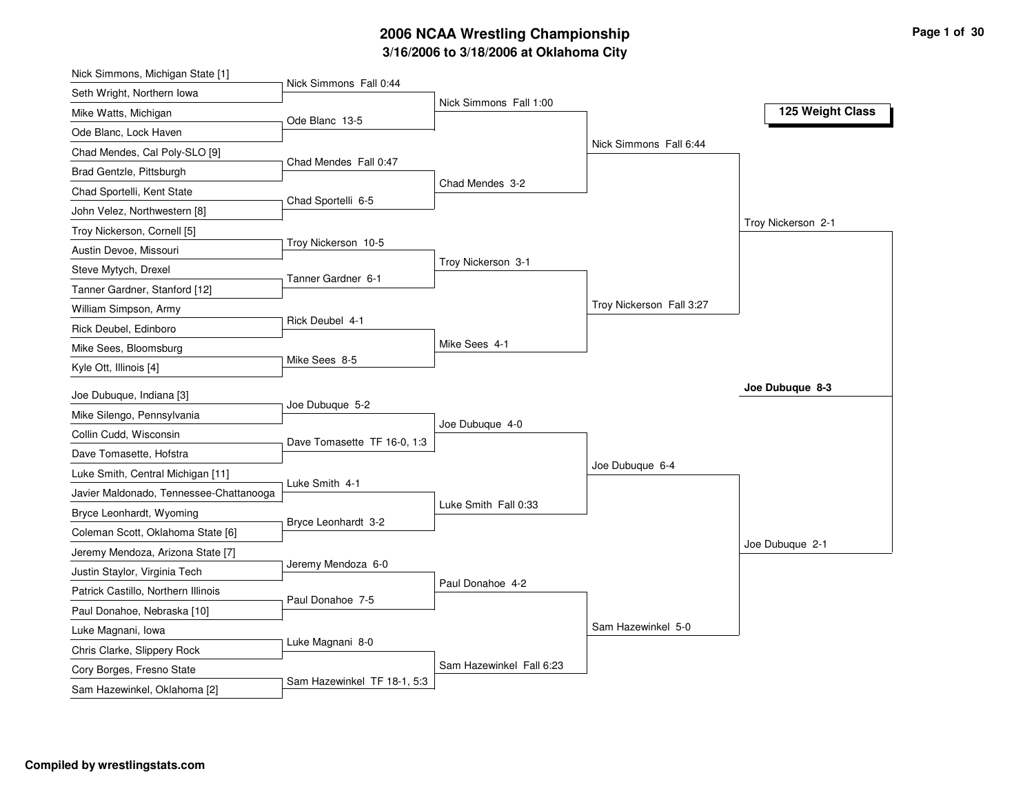# 2006 NCAA Wrestling Championship

## 3/16/2006 to 3/18/2006 at Oklahoma City

### 125 Weight Class

**First Round**

| Wrestler 1 | Wrestler 2 | Result |
|---|---|---|
| Nick Simmons, Michigan State [1] | Seth Wright, Northern Iowa | Nick Simmons Fall 0:44 |
| Mike Watts, Michigan | Ode Blanc, Lock Haven | Ode Blanc 13-5 |
| Chad Mendes, Cal Poly-SLO [9] | Brad Gentzle, Pittsburgh | Chad Mendes Fall 0:47 |
| Chad Sportelli, Kent State | John Velez, Northwestern [8] | Chad Sportelli 6-5 |
| Troy Nickerson, Cornell [5] | Austin Devoe, Missouri | Troy Nickerson 10-5 |
| Steve Mytych, Drexel | Tanner Gardner, Stanford [12] | Tanner Gardner 6-1 |
| William Simpson, Army | Rick Deubel, Edinboro | Rick Deubel 4-1 |
| Mike Sees, Bloomsburg | Kyle Ott, Illinois [4] | Mike Sees 8-5 |
| Joe Dubuque, Indiana [3] | Mike Silengo, Pennsylvania | Joe Dubuque 5-2 |
| Collin Cudd, Wisconsin | Dave Tomasette, Hofstra | Dave Tomasette TF 16-0, 1:3 |
| Luke Smith, Central Michigan [11] | Javier Maldonado, Tennessee-Chattanooga | Luke Smith 4-1 |
| Bryce Leonhardt, Wyoming | Coleman Scott, Oklahoma State [6] | Bryce Leonhardt 3-2 |
| Jeremy Mendoza, Arizona State [7] | Justin Staylor, Virginia Tech | Jeremy Mendoza 6-0 |
| Patrick Castillo, Northern Illinois | Paul Donahoe, Nebraska [10] | Paul Donahoe 7-5 |
| Luke Magnani, Iowa | Chris Clarke, Slippery Rock | Luke Magnani 8-0 |
| Cory Borges, Fresno State | Sam Hazewinkel, Oklahoma [2] | Sam Hazewinkel TF 18-1, 5:3 |

**Second Round**

- Nick Simmons Fall 1:00
- Chad Mendes 3-2
- Troy Nickerson 3-1
- Mike Sees 4-1
- Joe Dubuque 4-0
- Luke Smith Fall 0:33
- Paul Donahoe 4-2
- Sam Hazewinkel Fall 6:23

**Quarterfinals**

- Nick Simmons Fall 6:44
- Troy Nickerson Fall 3:27
- Joe Dubuque 6-4
- Sam Hazewinkel 5-0

**Semifinals**

- Troy Nickerson 2-1
- Joe Dubuque 2-1

**Final**

**Joe Dubuque 8-3**

Compiled by wrestlingstats.com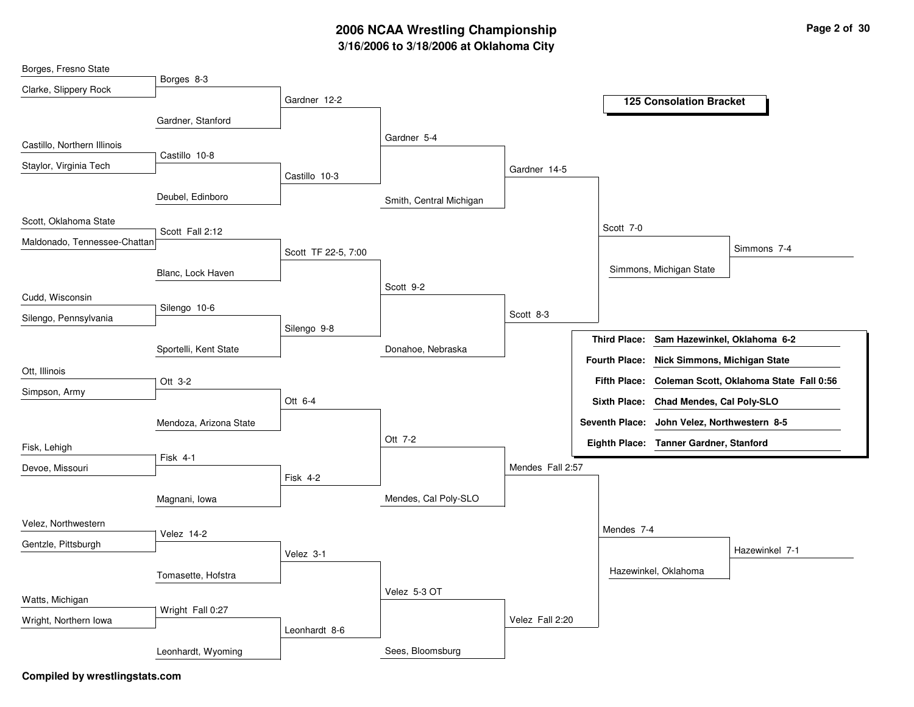# 2006 NCAA Wrestling Championship

## 3/16/2006 to 3/18/2006 at Oklahoma City

### 125 Consolation Bracket

**Round 1**

- Borges, Fresno State vs. Clarke, Slippery Rock — Borges 8-3
- Castillo, Northern Illinois vs. Staylor, Virginia Tech — Castillo 10-8
- Scott, Oklahoma State vs. Maldonado, Tennessee-Chattan — Scott Fall 2:12
- Cudd, Wisconsin vs. Silengo, Pennsylvania — Silengo 10-6
- Ott, Illinois vs. Simpson, Army — Ott 3-2
- Fisk, Lehigh vs. Devoe, Missouri — Fisk 4-1
- Velez, Northwestern vs. Gentzle, Pittsburgh — Velez 14-2
- Watts, Michigan vs. Wright, Northern Iowa — Wright Fall 0:27

**Round 2**

- Borges vs. Gardner, Stanford — Gardner 12-2
- Castillo vs. Deubel, Edinboro — Castillo 10-3
- Scott vs. Blanc, Lock Haven — Scott TF 22-5, 7:00
- Silengo vs. Sportelli, Kent State — Silengo 9-8
- Ott vs. Mendoza, Arizona State — Ott 6-4
- Fisk vs. Magnani, Iowa — Fisk 4-2
- Velez vs. Tomasette, Hofstra — Velez 3-1
- Wright vs. Leonhardt, Wyoming — Leonhardt 8-6

**Round 3**

- Gardner vs. Castillo — Gardner 5-4
- Scott vs. Silengo — Scott 9-2
- Ott vs. Fisk — Ott 7-2
- Velez vs. Leonhardt — Velez 5-3 OT

**Round 4**

- Gardner vs. Smith, Central Michigan — Gardner 14-5
- Scott vs. Donahoe, Nebraska — Scott 8-3
- Ott vs. Mendes, Cal Poly-SLO — Mendes Fall 2:57
- Velez vs. Sees, Bloomsburg — Velez Fall 2:20

**Round 5**

- Gardner vs. Scott — Scott 7-0
- Mendes vs. Velez — Mendes 7-4

**Round 6**

- Scott vs. Simmons, Michigan State — Simmons 7-4
- Mendes vs. Hazewinkel, Oklahoma — Hazewinkel 7-1

### Placements

| Place | Result |
| --- | --- |
| Third Place: | Sam Hazewinkel, Oklahoma 6-2 |
| Fourth Place: | Nick Simmons, Michigan State |
| Fifth Place: | Coleman Scott, Oklahoma State Fall 0:56 |
| Sixth Place: | Chad Mendes, Cal Poly-SLO |
| Seventh Place: | John Velez, Northwestern 8-5 |
| Eighth Place: | Tanner Gardner, Stanford |

**Compiled by wrestlingstats.com**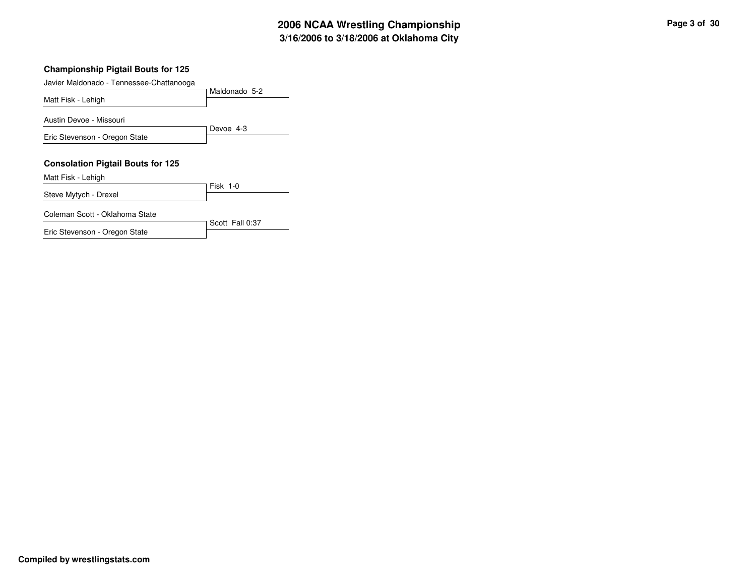## Championship Pigtail Bouts for 125

| Wrestlers | Result |
| --- | --- |
| Javier Maldonado - Tennessee-Chattanooga<br>Matt Fisk - Lehigh | Maldonado 5-2 |
| Austin Devoe - Missouri<br>Eric Stevenson - Oregon State | Devoe 4-3 |

## Consolation Pigtail Bouts for 125

| Wrestlers | Result |
| --- | --- |
| Matt Fisk - Lehigh<br>Steve Mytych - Drexel | Fisk 1-0 |
| Coleman Scott - Oklahoma State<br>Eric Stevenson - Oregon State | Scott Fall 0:37 |

**Compiled by wrestlingstats.com**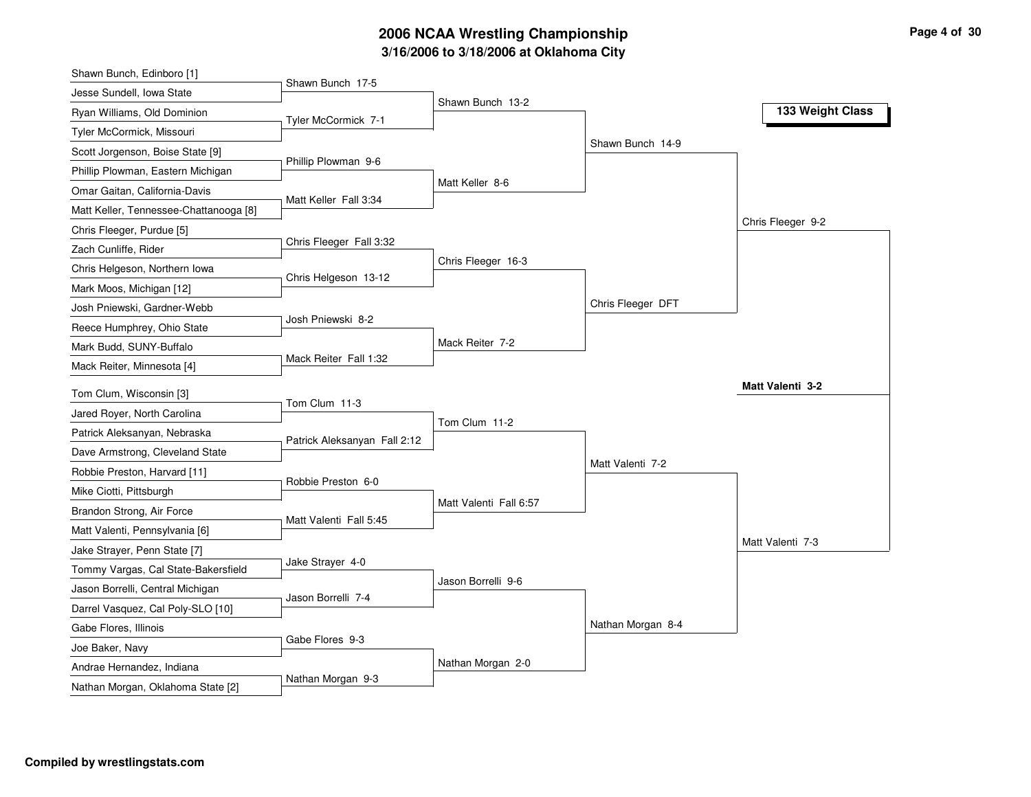# 2006 NCAA Wrestling Championship

## 3/16/2006 to 3/18/2006 at Oklahoma City

### 133 Weight Class

| First Round | Second Round | Quarterfinals | Semifinals | Finals |
|---|---|---|---|---|
| Shawn Bunch, Edinboro [1] | Shawn Bunch 17-5 | Shawn Bunch 13-2 | Shawn Bunch 14-9 | Chris Fleeger 9-2 |
| Jesse Sundell, Iowa State | | | | |
| Ryan Williams, Old Dominion | Tyler McCormick 7-1 | | | |
| Tyler McCormick, Missouri | | | | |
| Scott Jorgenson, Boise State [9] | Phillip Plowman 9-6 | Matt Keller 8-6 | | |
| Phillip Plowman, Eastern Michigan | | | | |
| Omar Gaitan, California-Davis | Matt Keller Fall 3:34 | | | |
| Matt Keller, Tennessee-Chattanooga [8] | | | | |
| Chris Fleeger, Purdue [5] | Chris Fleeger Fall 3:32 | Chris Fleeger 16-3 | Chris Fleeger DFT | |
| Zach Cunliffe, Rider | | | | |
| Chris Helgeson, Northern Iowa | Chris Helgeson 13-12 | | | |
| Mark Moos, Michigan [12] | | | | |
| Josh Pniewski, Gardner-Webb | Josh Pniewski 8-2 | Mack Reiter 7-2 | | |
| Reece Humphrey, Ohio State | | | | |
| Mark Budd, SUNY-Buffalo | Mack Reiter Fall 1:32 | | | |
| Mack Reiter, Minnesota [4] | | | | |
| Tom Clum, Wisconsin [3] | Tom Clum 11-3 | Tom Clum 11-2 | Matt Valenti 7-2 | Matt Valenti 7-3 |
| Jared Royer, North Carolina | | | | |
| Patrick Aleksanyan, Nebraska | Patrick Aleksanyan Fall 2:12 | | | |
| Dave Armstrong, Cleveland State | | | | |
| Robbie Preston, Harvard [11] | Robbie Preston 6-0 | Matt Valenti Fall 6:57 | | |
| Mike Ciotti, Pittsburgh | | | | |
| Brandon Strong, Air Force | Matt Valenti Fall 5:45 | | | |
| Matt Valenti, Pennsylvania [6] | | | | |
| Jake Strayer, Penn State [7] | Jake Strayer 4-0 | Jason Borrelli 9-6 | Nathan Morgan 8-4 | |
| Tommy Vargas, Cal State-Bakersfield | | | | |
| Jason Borrelli, Central Michigan | Jason Borrelli 7-4 | | | |
| Darrel Vasquez, Cal Poly-SLO [10] | | | | |
| Gabe Flores, Illinois | Gabe Flores 9-3 | Nathan Morgan 2-0 | | |
| Joe Baker, Navy | | | | |
| Andrae Hernandez, Indiana | Nathan Morgan 9-3 | | | |
| Nathan Morgan, Oklahoma State [2] | | | | |

**Champion: Matt Valenti 3-2**

**Compiled by wrestlingstats.com**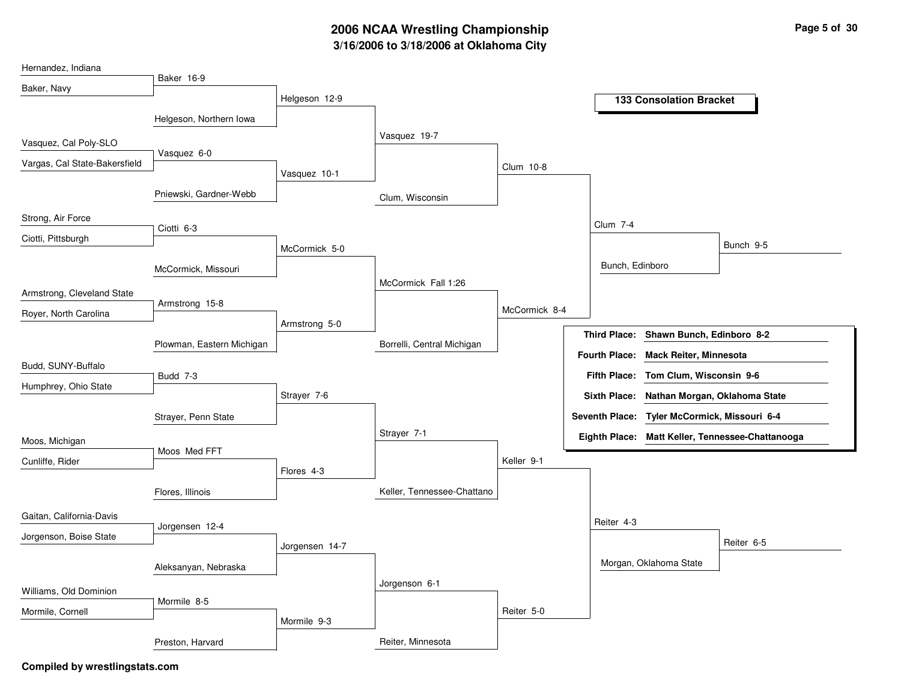# 2006 NCAA Wrestling Championship

## 3/16/2006 to 3/18/2006 at Oklahoma City

### 133 Consolation Bracket

**Round 1**

- Hernandez, Indiana vs. Baker, Navy — Baker 16-9
- Vasquez, Cal Poly-SLO vs. Vargas, Cal State-Bakersfield — Vasquez 6-0
- Strong, Air Force vs. Ciotti, Pittsburgh — Ciotti 6-3
- Armstrong, Cleveland State vs. Royer, North Carolina — Armstrong 15-8
- Budd, SUNY-Buffalo vs. Humphrey, Ohio State — Budd 7-3
- Moos, Michigan vs. Cunliffe, Rider — Moos Med FFT
- Gaitan, California-Davis vs. Jorgenson, Boise State — Jorgensen 12-4
- Williams, Old Dominion vs. Mormile, Cornell — Mormile 8-5

**Round 2**

- Baker vs. Helgeson, Northern Iowa — Helgeson 12-9
- Vasquez vs. Pniewski, Gardner-Webb — Vasquez 10-1
- Ciotti vs. McCormick, Missouri — McCormick 5-0
- Armstrong vs. Plowman, Eastern Michigan — Armstrong 5-0
- Budd vs. Strayer, Penn State — Strayer 7-6
- Moos vs. Flores, Illinois — Flores 4-3
- Jorgensen vs. Aleksanyan, Nebraska — Jorgensen 14-7
- Mormile vs. Preston, Harvard — Mormile 9-3

**Round 3**

- Helgeson vs. Vasquez — Vasquez 19-7
- McCormick vs. Armstrong — McCormick Fall 1:26
- Strayer vs. Flores — Strayer 7-1
- Jorgensen vs. Mormile — Jorgenson 6-1

**Round 4**

- Vasquez vs. Clum, Wisconsin — Clum 10-8
- McCormick vs. Borrelli, Central Michigan — McCormick 8-4
- Strayer vs. Keller, Tennessee-Chattano — Keller 9-1
- Jorgenson vs. Reiter, Minnesota — Reiter 5-0

**Round 5**

- Clum vs. McCormick — Clum 7-4
- Keller vs. Reiter — Reiter 4-3

**Consolation Semifinals**

- Clum vs. Bunch, Edinboro — Bunch 9-5
- Reiter vs. Morgan, Oklahoma State — Reiter 6-5

| Place | Wrestler |
|---|---|
| **Third Place:** | **Shawn Bunch, Edinboro 8-2** |
| **Fourth Place:** | **Mack Reiter, Minnesota** |
| **Fifth Place:** | **Tom Clum, Wisconsin 9-6** |
| **Sixth Place:** | **Nathan Morgan, Oklahoma State** |
| **Seventh Place:** | **Tyler McCormick, Missouri 6-4** |
| **Eighth Place:** | **Matt Keller, Tennessee-Chattanooga** |

**Compiled by wrestlingstats.com**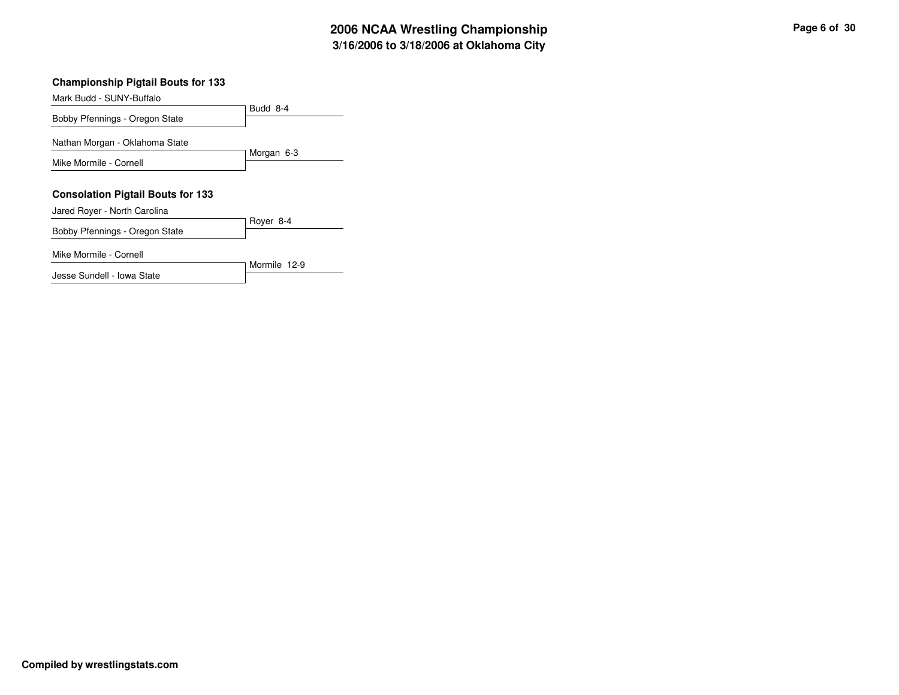# 2006 NCAA Wrestling Championship
## 3/16/2006 to 3/18/2006 at Oklahoma City

### Championship Pigtail Bouts for 133

| Wrestler | Result |
|---|---|
| Mark Budd - SUNY-Buffalo | Budd 8-4 |
| Bobby Pfennings - Oregon State | |
| Nathan Morgan - Oklahoma State | Morgan 6-3 |
| Mike Mormile - Cornell | |

### Consolation Pigtail Bouts for 133

| Wrestler | Result |
|---|---|
| Jared Royer - North Carolina | Royer 8-4 |
| Bobby Pfennings - Oregon State | |
| Mike Mormile - Cornell | Mormile 12-9 |
| Jesse Sundell - Iowa State | |

**Compiled by wrestlingstats.com**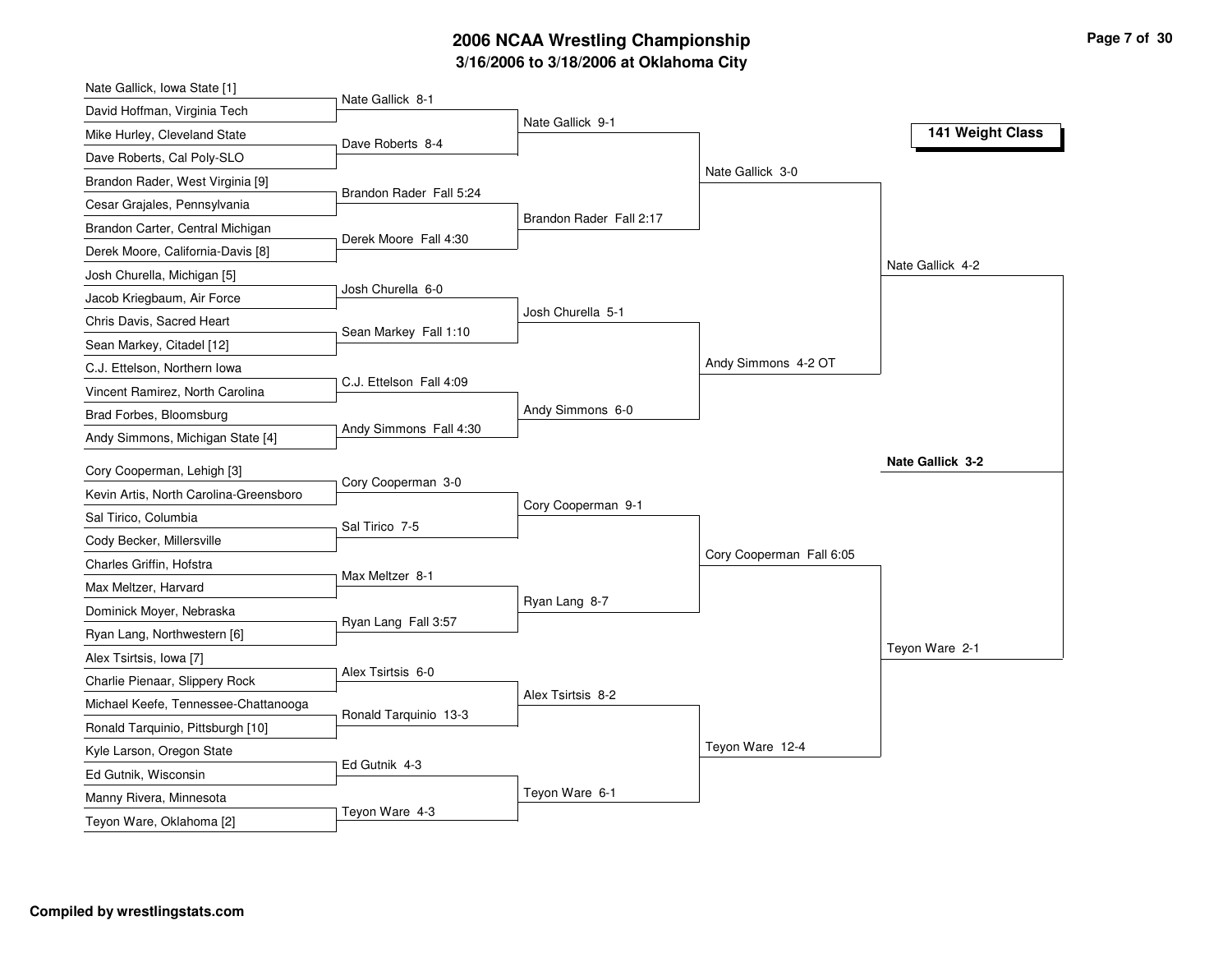# 2006 NCAA Wrestling Championship

## 3/16/2006 to 3/18/2006 at Oklahoma City

### 141 Weight Class

| First Round | Second Round | Quarterfinals | Semifinals | Final |
|---|---|---|---|---|
| Nate Gallick, Iowa State [1] vs. David Hoffman, Virginia Tech | Nate Gallick 8-1 | | | |
| Mike Hurley, Cleveland State vs. Dave Roberts, Cal Poly-SLO | Dave Roberts 8-4 | | | |
| | | Nate Gallick 9-1 | | |
| Brandon Rader, West Virginia [9] vs. Cesar Grajales, Pennsylvania | Brandon Rader Fall 5:24 | | | |
| Brandon Carter, Central Michigan vs. Derek Moore, California-Davis [8] | Derek Moore Fall 4:30 | | | |
| | | Brandon Rader Fall 2:17 | | |
| | | | Nate Gallick 3-0 | |
| Josh Churella, Michigan [5] vs. Jacob Kriegbaum, Air Force | Josh Churella 6-0 | | | |
| Chris Davis, Sacred Heart vs. Sean Markey, Citadel [12] | Sean Markey Fall 1:10 | | | |
| | | Josh Churella 5-1 | | |
| C.J. Ettelson, Northern Iowa vs. Vincent Ramirez, North Carolina | C.J. Ettelson Fall 4:09 | | | |
| Brad Forbes, Bloomsburg vs. Andy Simmons, Michigan State [4] | Andy Simmons Fall 4:30 | | | |
| | | Andy Simmons 6-0 | | |
| | | | Andy Simmons 4-2 OT | |
| | | | | Nate Gallick 4-2 |
| Cory Cooperman, Lehigh [3] vs. Kevin Artis, North Carolina-Greensboro | Cory Cooperman 3-0 | | | |
| Sal Tirico, Columbia vs. Cody Becker, Millersville | Sal Tirico 7-5 | | | |
| | | Cory Cooperman 9-1 | | |
| Charles Griffin, Hofstra vs. Max Meltzer, Harvard | Max Meltzer 8-1 | | | |
| Dominick Moyer, Nebraska vs. Ryan Lang, Northwestern [6] | Ryan Lang Fall 3:57 | | | |
| | | Ryan Lang 8-7 | | |
| | | | Cory Cooperman Fall 6:05 | |
| Alex Tsirtsis, Iowa [7] vs. Charlie Pienaar, Slippery Rock | Alex Tsirtsis 6-0 | | | |
| Michael Keefe, Tennessee-Chattanooga vs. Ronald Tarquinio, Pittsburgh [10] | Ronald Tarquinio 13-3 | | | |
| | | Alex Tsirtsis 8-2 | | |
| Kyle Larson, Oregon State vs. Ed Gutnik, Wisconsin | Ed Gutnik 4-3 | | | |
| Manny Rivera, Minnesota vs. Teyon Ware, Oklahoma [2] | Teyon Ware 4-3 | | | |
| | | Teyon Ware 6-1 | | |
| | | | Teyon Ware 12-4 | |
| | | | | Teyon Ware 2-1 |

**Champion: Nate Gallick 3-2**

**Compiled by wrestlingstats.com**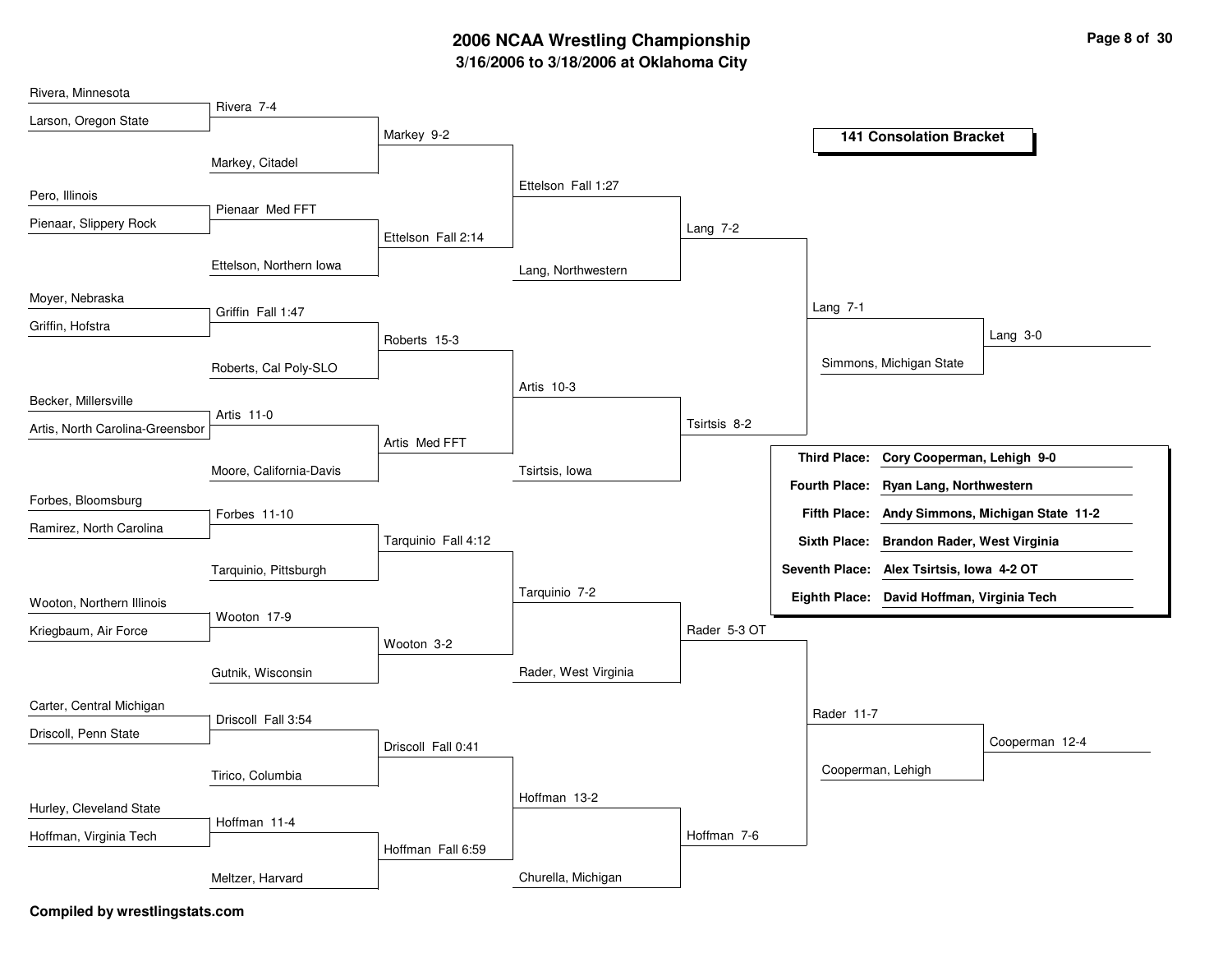# 2006 NCAA Wrestling Championship

## 3/16/2006 to 3/18/2006 at Oklahoma City

### 141 Consolation Bracket

**Round 1**

- Rivera, Minnesota vs. Larson, Oregon State — Rivera 7-4
- Pero, Illinois vs. Pienaar, Slippery Rock — Pienaar Med FFT
- Moyer, Nebraska vs. Griffin, Hofstra — Griffin Fall 1:47
- Becker, Millersville vs. Artis, North Carolina-Greensbor — Artis 11-0
- Forbes, Bloomsburg vs. Ramirez, North Carolina — Forbes 11-10
- Wooton, Northern Illinois vs. Kriegbaum, Air Force — Wooton 17-9
- Carter, Central Michigan vs. Driscoll, Penn State — Driscoll Fall 3:54
- Hurley, Cleveland State vs. Hoffman, Virginia Tech — Hoffman 11-4

**Round 2**

- Rivera vs. Markey, Citadel — Markey 9-2
- Pienaar vs. Ettelson, Northern Iowa — Ettelson Fall 2:14
- Griffin vs. Roberts, Cal Poly-SLO — Roberts 15-3
- Artis vs. Moore, California-Davis — Artis Med FFT
- Forbes vs. Tarquinio, Pittsburgh — Tarquinio Fall 4:12
- Wooton vs. Gutnik, Wisconsin — Wooton 3-2
- Driscoll vs. Tirico, Columbia — Driscoll Fall 0:41
- Hoffman vs. Meltzer, Harvard — Hoffman Fall 6:59

**Round 3**

- Markey vs. Ettelson — Ettelson Fall 1:27
- Roberts vs. Artis — Artis 10-3
- Tarquinio vs. Wooton — Tarquinio 7-2
- Driscoll vs. Hoffman — Hoffman 13-2

**Round 4**

- Ettelson vs. Lang, Northwestern — Lang 7-2
- Artis vs. Tsirtsis, Iowa — Tsirtsis 8-2
- Tarquinio vs. Rader, West Virginia — Rader 5-3 OT
- Hoffman vs. Churella, Michigan — Hoffman 7-6

**Quarterfinals**

- Lang vs. Tsirtsis — Lang 7-1
- Rader vs. Hoffman — Rader 11-7

**Semifinals**

- Lang vs. Simmons, Michigan State — Lang 3-0
- Rader vs. Cooperman, Lehigh — Cooperman 12-4

### Placement

| Place | Result |
|---|---|
| **Third Place:** | **Cory Cooperman, Lehigh 9-0** |
| **Fourth Place:** | **Ryan Lang, Northwestern** |
| **Fifth Place:** | **Andy Simmons, Michigan State 11-2** |
| **Sixth Place:** | **Brandon Rader, West Virginia** |
| **Seventh Place:** | **Alex Tsirtsis, Iowa 4-2 OT** |
| **Eighth Place:** | **David Hoffman, Virginia Tech** |

**Compiled by wrestlingstats.com**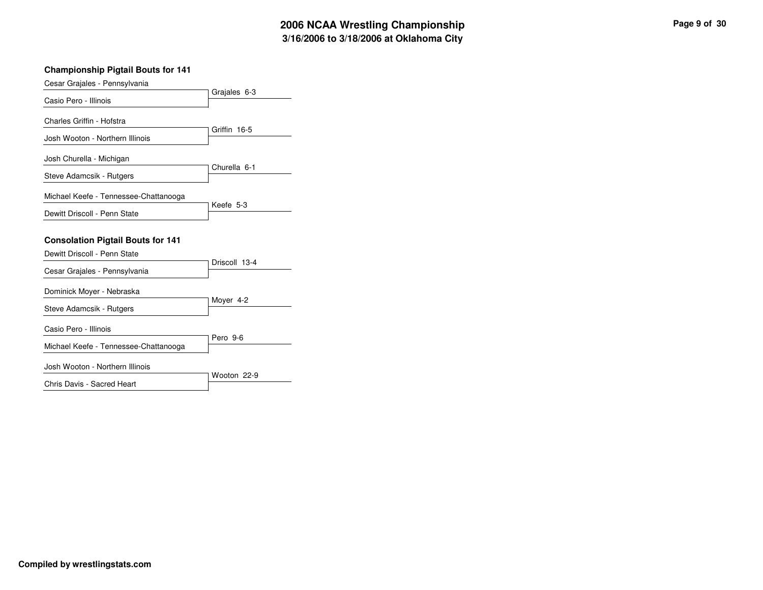# 2006 NCAA Wrestling Championship

## 3/16/2006 to 3/18/2006 at Oklahoma City

### Championship Pigtail Bouts for 141

| Wrestler 1 | Wrestler 2 | Result |
| --- | --- | --- |
| Cesar Grajales - Pennsylvania | Casio Pero - Illinois | Grajales 6-3 |
| Charles Griffin - Hofstra | Josh Wooton - Northern Illinois | Griffin 16-5 |
| Josh Churella - Michigan | Steve Adamcsik - Rutgers | Churella 6-1 |
| Michael Keefe - Tennessee-Chattanooga | Dewitt Driscoll - Penn State | Keefe 5-3 |

### Consolation Pigtail Bouts for 141

| Wrestler 1 | Wrestler 2 | Result |
| --- | --- | --- |
| Dewitt Driscoll - Penn State | Cesar Grajales - Pennsylvania | Driscoll 13-4 |
| Dominick Moyer - Nebraska | Steve Adamcsik - Rutgers | Moyer 4-2 |
| Casio Pero - Illinois | Michael Keefe - Tennessee-Chattanooga | Pero 9-6 |
| Josh Wooton - Northern Illinois | Chris Davis - Sacred Heart | Wooton 22-9 |

**Compiled by wrestlingstats.com**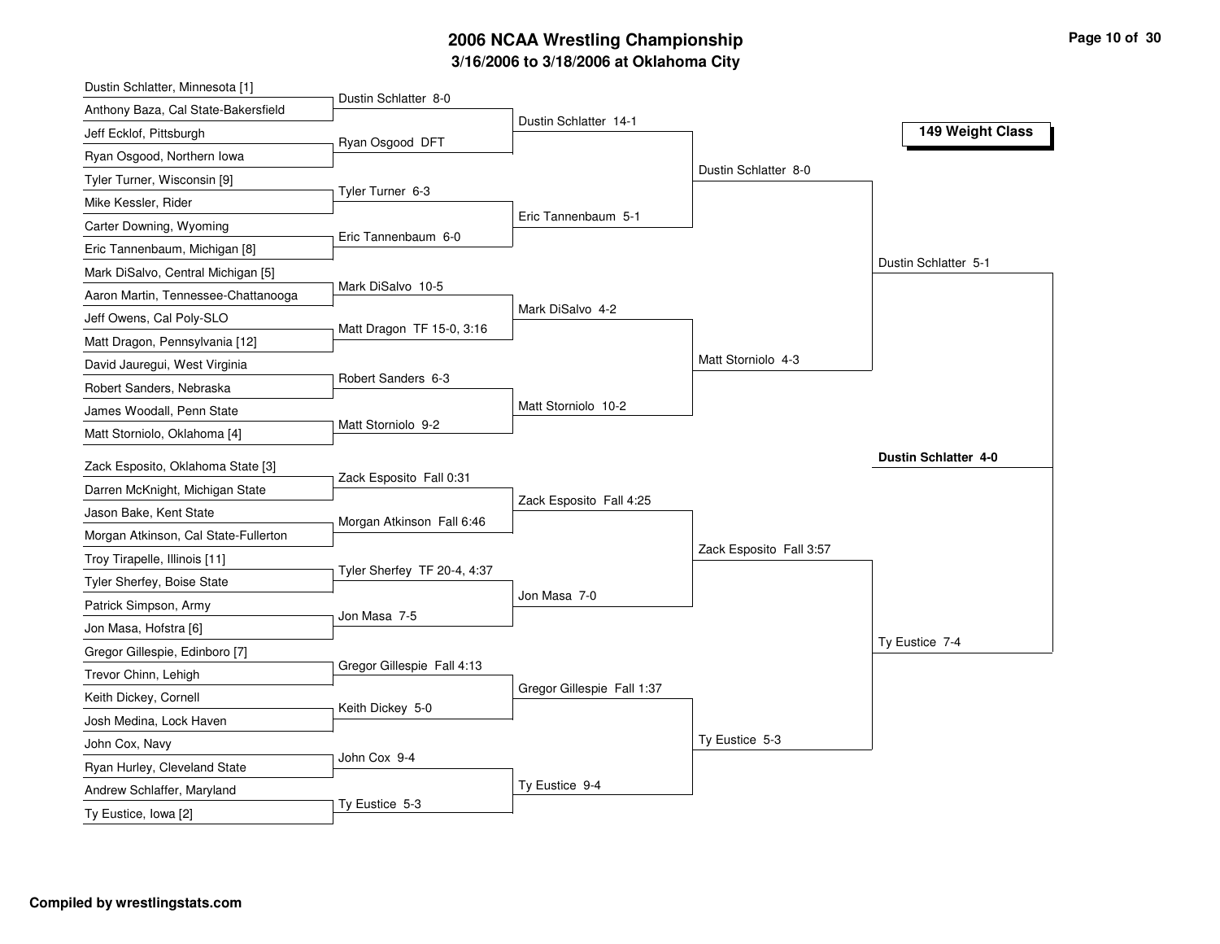# 2006 NCAA Wrestling Championship

## 3/16/2006 to 3/18/2006 at Oklahoma City

### 149 Weight Class

**First Round**

| Wrestler 1 | Wrestler 2 | Result |
|---|---|---|
| Dustin Schlatter, Minnesota [1] | Anthony Baza, Cal State-Bakersfield | Dustin Schlatter 8-0 |
| Jeff Ecklof, Pittsburgh | Ryan Osgood, Northern Iowa | Ryan Osgood DFT |
| Tyler Turner, Wisconsin [9] | Mike Kessler, Rider | Tyler Turner 6-3 |
| Carter Downing, Wyoming | Eric Tannenbaum, Michigan [8] | Eric Tannenbaum 6-0 |
| Mark DiSalvo, Central Michigan [5] | Aaron Martin, Tennessee-Chattanooga | Mark DiSalvo 10-5 |
| Jeff Owens, Cal Poly-SLO | Matt Dragon, Pennsylvania [12] | Matt Dragon TF 15-0, 3:16 |
| David Jauregui, West Virginia | Robert Sanders, Nebraska | Robert Sanders 6-3 |
| James Woodall, Penn State | Matt Storniolo, Oklahoma [4] | Matt Storniolo 9-2 |
| Zack Esposito, Oklahoma State [3] | Darren McKnight, Michigan State | Zack Esposito Fall 0:31 |
| Jason Bake, Kent State | Morgan Atkinson, Cal State-Fullerton | Morgan Atkinson Fall 6:46 |
| Troy Tirapelle, Illinois [11] | Tyler Sherfey, Boise State | Tyler Sherfey TF 20-4, 4:37 |
| Patrick Simpson, Army | Jon Masa, Hofstra [6] | Jon Masa 7-5 |
| Gregor Gillespie, Edinboro [7] | Trevor Chinn, Lehigh | Gregor Gillespie Fall 4:13 |
| Keith Dickey, Cornell | Josh Medina, Lock Haven | Keith Dickey 5-0 |
| John Cox, Navy | Ryan Hurley, Cleveland State | John Cox 9-4 |
| Andrew Schlaffer, Maryland | Ty Eustice, Iowa [2] | Ty Eustice 5-3 |

**Second Round**

- Dustin Schlatter 14-1
- Eric Tannenbaum 5-1
- Mark DiSalvo 4-2
- Matt Storniolo 10-2
- Zack Esposito Fall 4:25
- Jon Masa 7-0
- Gregor Gillespie Fall 1:37
- Ty Eustice 9-4

**Quarterfinals**

- Dustin Schlatter 8-0
- Matt Storniolo 4-3
- Zack Esposito Fall 3:57
- Ty Eustice 5-3

**Semifinals**

- Dustin Schlatter 5-1
- Ty Eustice 7-4

**Final**

- **Dustin Schlatter 4-0**

**Compiled by wrestlingstats.com**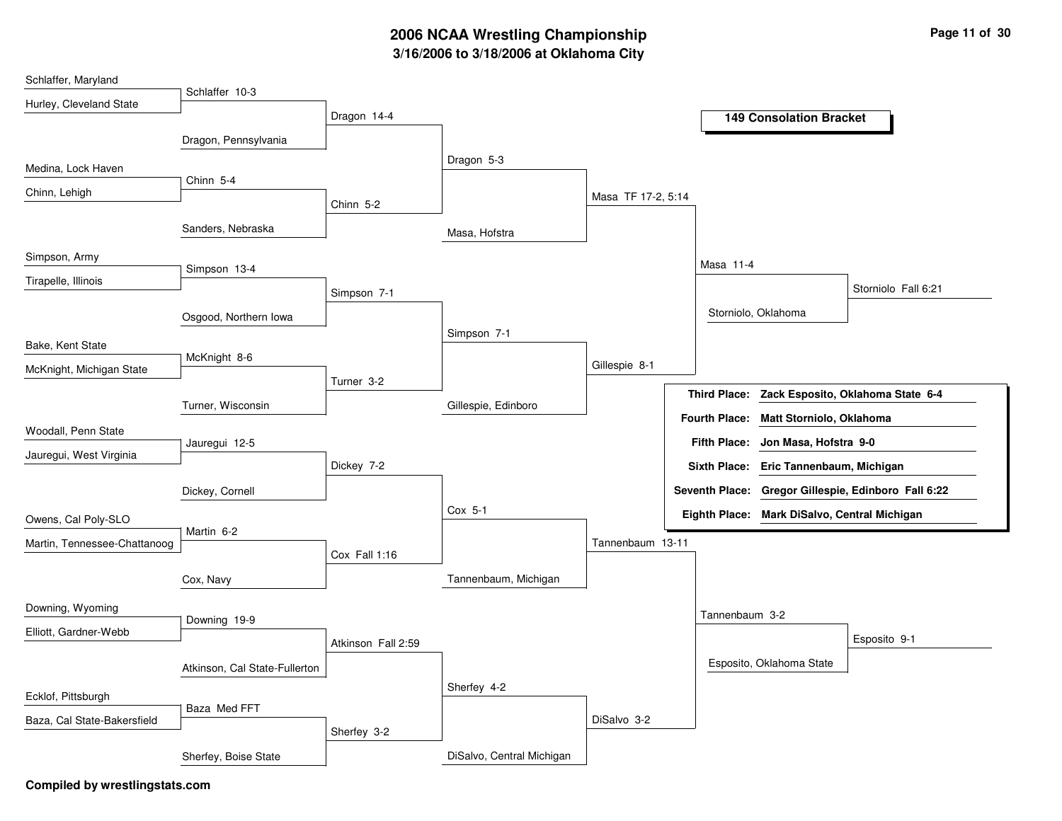# 2006 NCAA Wrestling Championship

## 3/16/2006 to 3/18/2006 at Oklahoma City

### 149 Consolation Bracket

**Consolation Round 1**

- Schlaffer, Maryland vs. Hurley, Cleveland State — Schlaffer 10-3
- Medina, Lock Haven vs. Chinn, Lehigh — Chinn 5-4
- Simpson, Army vs. Tirapelle, Illinois — Simpson 13-4
- Bake, Kent State vs. McKnight, Michigan State — McKnight 8-6
- Woodall, Penn State vs. Jauregui, West Virginia — Jauregui 12-5
- Owens, Cal Poly-SLO vs. Martin, Tennessee-Chattanoog — Martin 6-2
- Downing, Wyoming vs. Elliott, Gardner-Webb — Downing 19-9
- Ecklof, Pittsburgh vs. Baza, Cal State-Bakersfield — Baza Med FFT

**Consolation Round 2**

- Schlaffer vs. Dragon, Pennsylvania — Dragon 14-4
- Chinn vs. Sanders, Nebraska — Chinn 5-2
- Simpson vs. Osgood, Northern Iowa — Simpson 7-1
- McKnight vs. Turner, Wisconsin — Turner 3-2
- Jauregui vs. Dickey, Cornell — Dickey 7-2
- Martin vs. Cox, Navy — Cox Fall 1:16
- Downing vs. Atkinson, Cal State-Fullerton — Atkinson Fall 2:59
- Baza vs. Sherfey, Boise State — Sherfey 3-2

**Consolation Round 3**

- Dragon vs. Chinn — Dragon 5-3
- Simpson vs. Turner — Simpson 7-1
- Dickey vs. Cox — Cox 5-1
- Atkinson vs. Sherfey — Sherfey 4-2

**Consolation Round 4**

- Dragon vs. Masa, Hofstra — Masa TF 17-2, 5:14
- Simpson vs. Gillespie, Edinboro — Gillespie 8-1
- Cox vs. Tannenbaum, Michigan — Tannenbaum 13-11
- Sherfey vs. DiSalvo, Central Michigan — DiSalvo 3-2

**Consolation Quarterfinals**

- Masa vs. Gillespie — Masa 11-4
- Tannenbaum vs. DiSalvo — Tannenbaum 3-2

**Consolation Semifinals**

- Masa vs. Storniolo, Oklahoma — Storniolo Fall 6:21
- Tannenbaum vs. Esposito, Oklahoma State — Esposito 9-1

| Place | Result |
|---|---|
| **Third Place:** | **Zack Esposito, Oklahoma State 6-4** |
| **Fourth Place:** | **Matt Storniolo, Oklahoma** |
| **Fifth Place:** | **Jon Masa, Hofstra 9-0** |
| **Sixth Place:** | **Eric Tannenbaum, Michigan** |
| **Seventh Place:** | **Gregor Gillespie, Edinboro Fall 6:22** |
| **Eighth Place:** | **Mark DiSalvo, Central Michigan** |

**Compiled by wrestlingstats.com**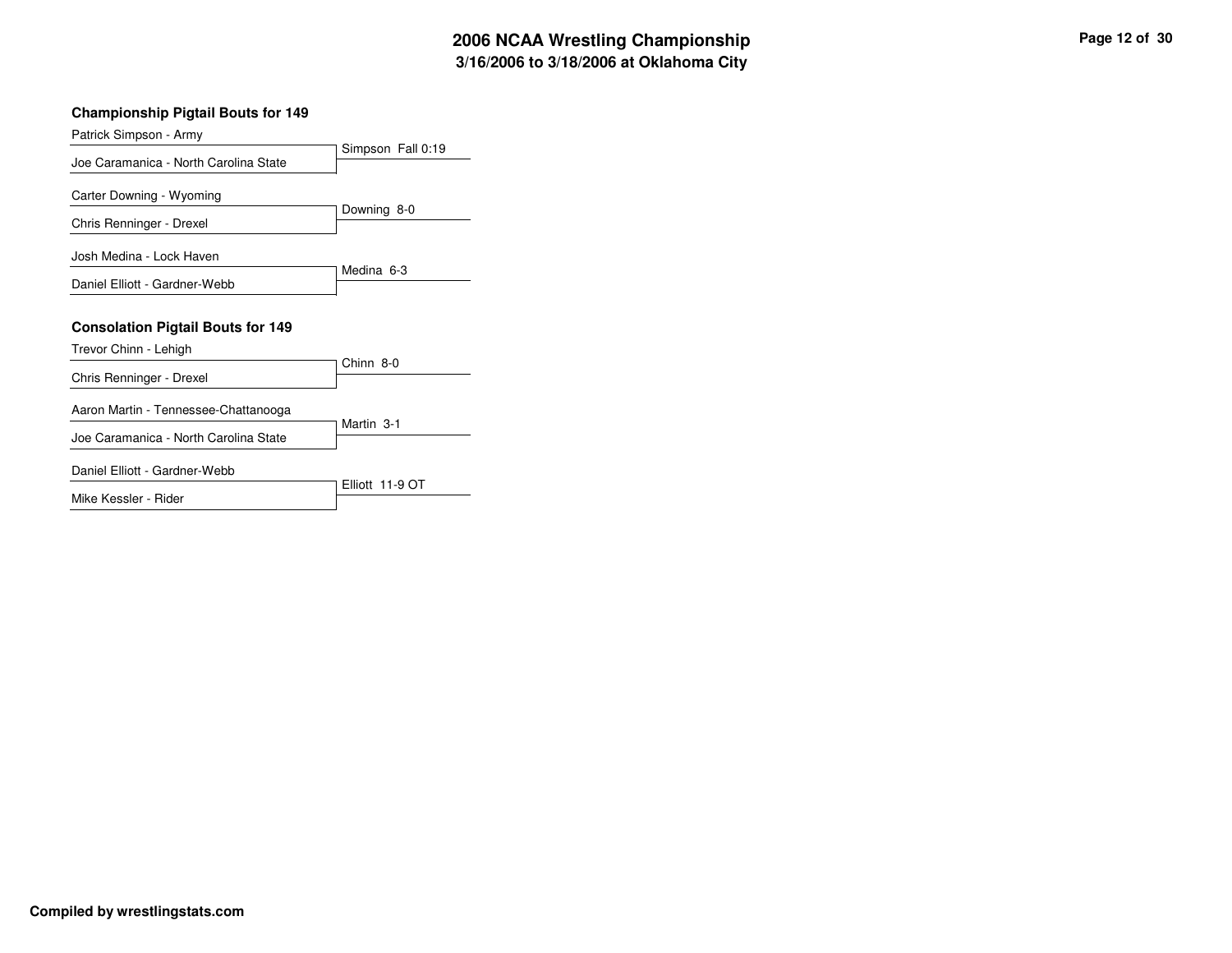# 2006 NCAA Wrestling Championship
## 3/16/2006 to 3/18/2006 at Oklahoma City

### Championship Pigtail Bouts for 149

| Wrestlers | Result |
|---|---|
| Patrick Simpson - Army<br>Joe Caramanica - North Carolina State | Simpson Fall 0:19 |
| Carter Downing - Wyoming<br>Chris Renninger - Drexel | Downing 8-0 |
| Josh Medina - Lock Haven<br>Daniel Elliott - Gardner-Webb | Medina 6-3 |

### Consolation Pigtail Bouts for 149

| Wrestlers | Result |
|---|---|
| Trevor Chinn - Lehigh<br>Chris Renninger - Drexel | Chinn 8-0 |
| Aaron Martin - Tennessee-Chattanooga<br>Joe Caramanica - North Carolina State | Martin 3-1 |
| Daniel Elliott - Gardner-Webb<br>Mike Kessler - Rider | Elliott 11-9 OT |

**Compiled by wrestlingstats.com**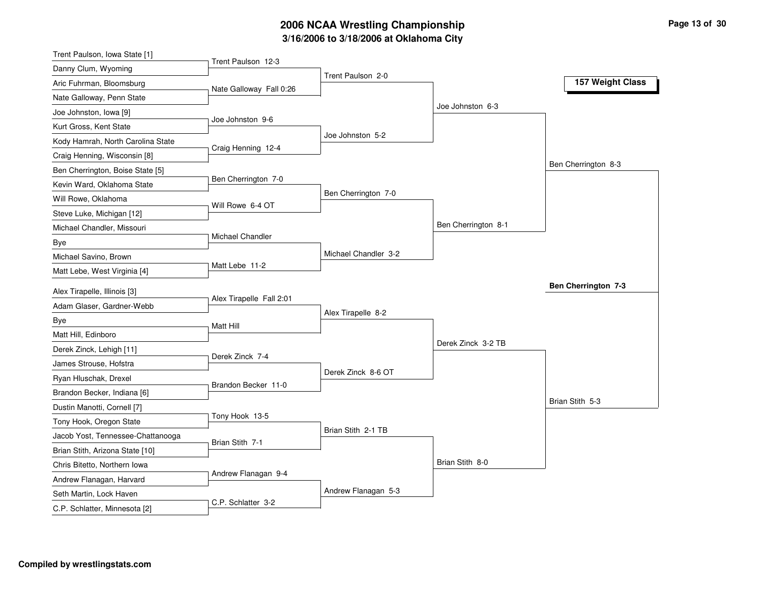# 2006 NCAA Wrestling Championship

## 3/16/2006 to 3/18/2006 at Oklahoma City

### 157 Weight Class

**First Round**

| Wrestler 1 | Wrestler 2 | Result |
|---|---|---|
| Trent Paulson, Iowa State [1] | Danny Clum, Wyoming | Trent Paulson 12-3 |
| Aric Fuhrman, Bloomsburg | Nate Galloway, Penn State | Nate Galloway Fall 0:26 |
| Joe Johnston, Iowa [9] | Kurt Gross, Kent State | Joe Johnston 9-6 |
| Kody Hamrah, North Carolina State | Craig Henning, Wisconsin [8] | Craig Henning 12-4 |
| Ben Cherrington, Boise State [5] | Kevin Ward, Oklahoma State | Ben Cherrington 7-0 |
| Will Rowe, Oklahoma | Steve Luke, Michigan [12] | Will Rowe 6-4 OT |
| Michael Chandler, Missouri | Bye | Michael Chandler |
| Michael Savino, Brown | Matt Lebe, West Virginia [4] | Matt Lebe 11-2 |
| Alex Tirapelle, Illinois [3] | Adam Glaser, Gardner-Webb | Alex Tirapelle Fall 2:01 |
| Bye | Matt Hill, Edinboro | Matt Hill |
| Derek Zinck, Lehigh [11] | James Strouse, Hofstra | Derek Zinck 7-4 |
| Ryan Hluschak, Drexel | Brandon Becker, Indiana [6] | Brandon Becker 11-0 |
| Dustin Manotti, Cornell [7] | Tony Hook, Oregon State | Tony Hook 13-5 |
| Jacob Yost, Tennessee-Chattanooga | Brian Stith, Arizona State [10] | Brian Stith 7-1 |
| Chris Bitetto, Northern Iowa | Andrew Flanagan, Harvard | Andrew Flanagan 9-4 |
| Seth Martin, Lock Haven | C.P. Schlatter, Minnesota [2] | C.P. Schlatter 3-2 |

**Second Round**

- Trent Paulson 2-0
- Joe Johnston 5-2
- Ben Cherrington 7-0
- Michael Chandler 3-2
- Alex Tirapelle 8-2
- Derek Zinck 8-6 OT
- Brian Stith 2-1 TB
- Andrew Flanagan 5-3

**Quarterfinals**

- Joe Johnston 6-3
- Ben Cherrington 8-1
- Derek Zinck 3-2 TB
- Brian Stith 8-0

**Semifinals**

- Ben Cherrington 8-3
- Brian Stith 5-3

**Champion**

**Ben Cherrington 7-3**

Compiled by wrestlingstats.com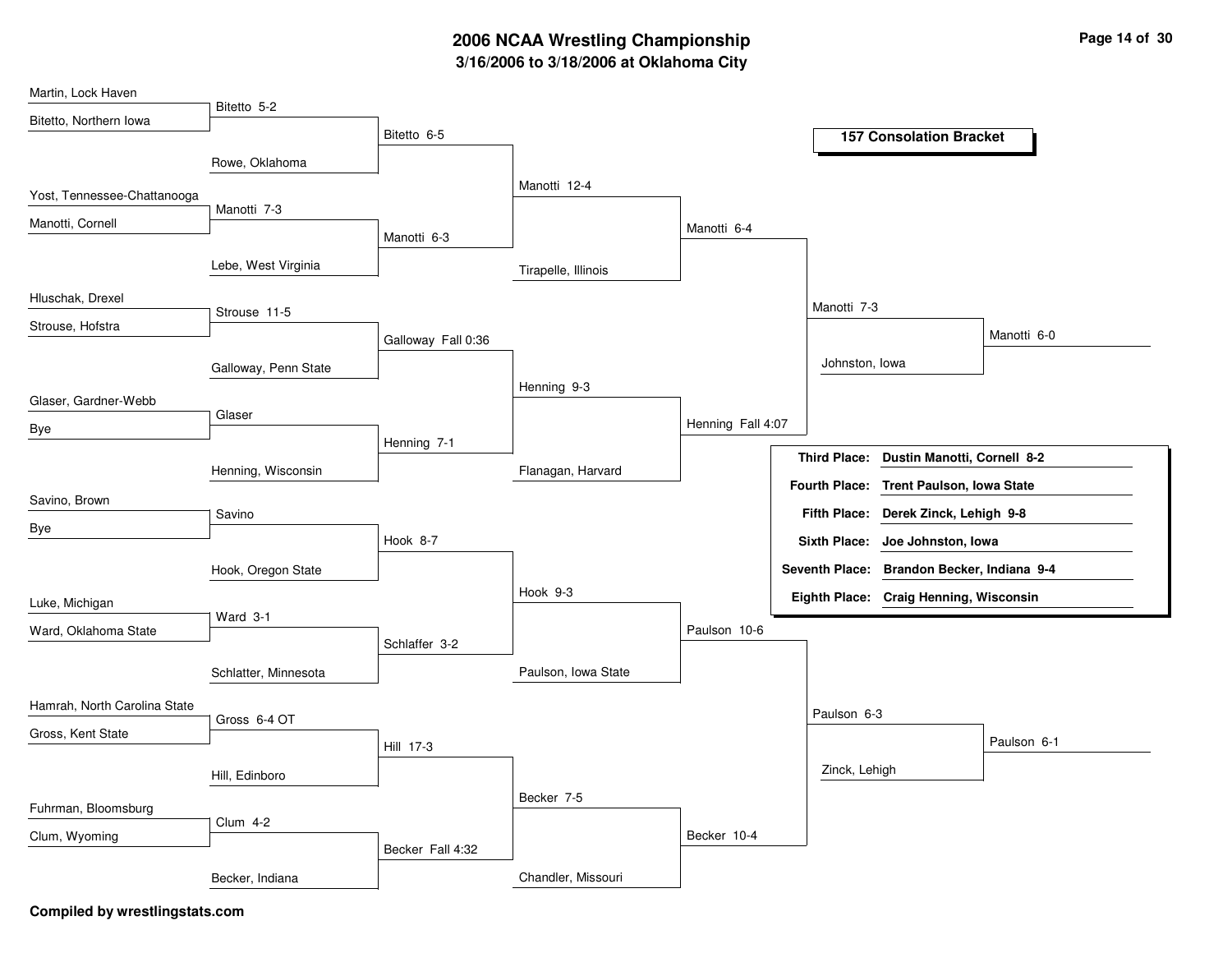# 2006 NCAA Wrestling Championship

## 3/16/2006 to 3/18/2006 at Oklahoma City

### 157 Consolation Bracket

**Round 1**

- Martin, Lock Haven vs. Bitetto, Northern Iowa — Bitetto 5-2
- Yost, Tennessee-Chattanooga vs. Manotti, Cornell — Manotti 7-3
- Hluschak, Drexel vs. Strouse, Hofstra — Strouse 11-5
- Glaser, Gardner-Webb vs. Bye — Glaser
- Savino, Brown vs. Bye — Savino
- Luke, Michigan vs. Ward, Oklahoma State — Ward 3-1
- Hamrah, North Carolina State vs. Gross, Kent State — Gross 6-4 OT
- Fuhrman, Bloomsburg vs. Clum, Wyoming — Clum 4-2

**Round 2**

- Bitetto vs. Rowe, Oklahoma — Bitetto 6-5
- Manotti vs. Lebe, West Virginia — Manotti 6-3
- Strouse vs. Galloway, Penn State — Galloway Fall 0:36
- Glaser vs. Henning, Wisconsin — Henning 7-1
- Savino vs. Hook, Oregon State — Hook 8-7
- Ward vs. Schlatter, Minnesota — Schlaffer 3-2
- Gross vs. Hill, Edinboro — Hill 17-3
- Clum vs. Becker, Indiana — Becker Fall 4:32

**Round 3**

- Bitetto vs. Manotti — Manotti 12-4
- Galloway vs. Henning — Henning 9-3
- Hook vs. Schlaffer — Hook 9-3
- Hill vs. Becker — Becker 7-5

**Round 4**

- Manotti vs. Tirapelle, Illinois — Manotti 6-4
- Henning vs. Flanagan, Harvard — Henning Fall 4:07
- Hook vs. Paulson, Iowa State — Paulson 10-6
- Becker vs. Chandler, Missouri — Becker 10-4

**Round 5**

- Manotti vs. Henning — Manotti 7-3
- Paulson vs. Becker — Paulson 6-3

**Round 6**

- Manotti vs. Johnston, Iowa — Manotti 6-0
- Paulson vs. Zinck, Lehigh — Paulson 6-1

| Place | Wrestler |
| --- | --- |
| Third Place: | **Dustin Manotti, Cornell 8-2** |
| Fourth Place: | **Trent Paulson, Iowa State** |
| Fifth Place: | **Derek Zinck, Lehigh 9-8** |
| Sixth Place: | **Joe Johnston, Iowa** |
| Seventh Place: | **Brandon Becker, Indiana 9-4** |
| Eighth Place: | **Craig Henning, Wisconsin** |

**Compiled by wrestlingstats.com**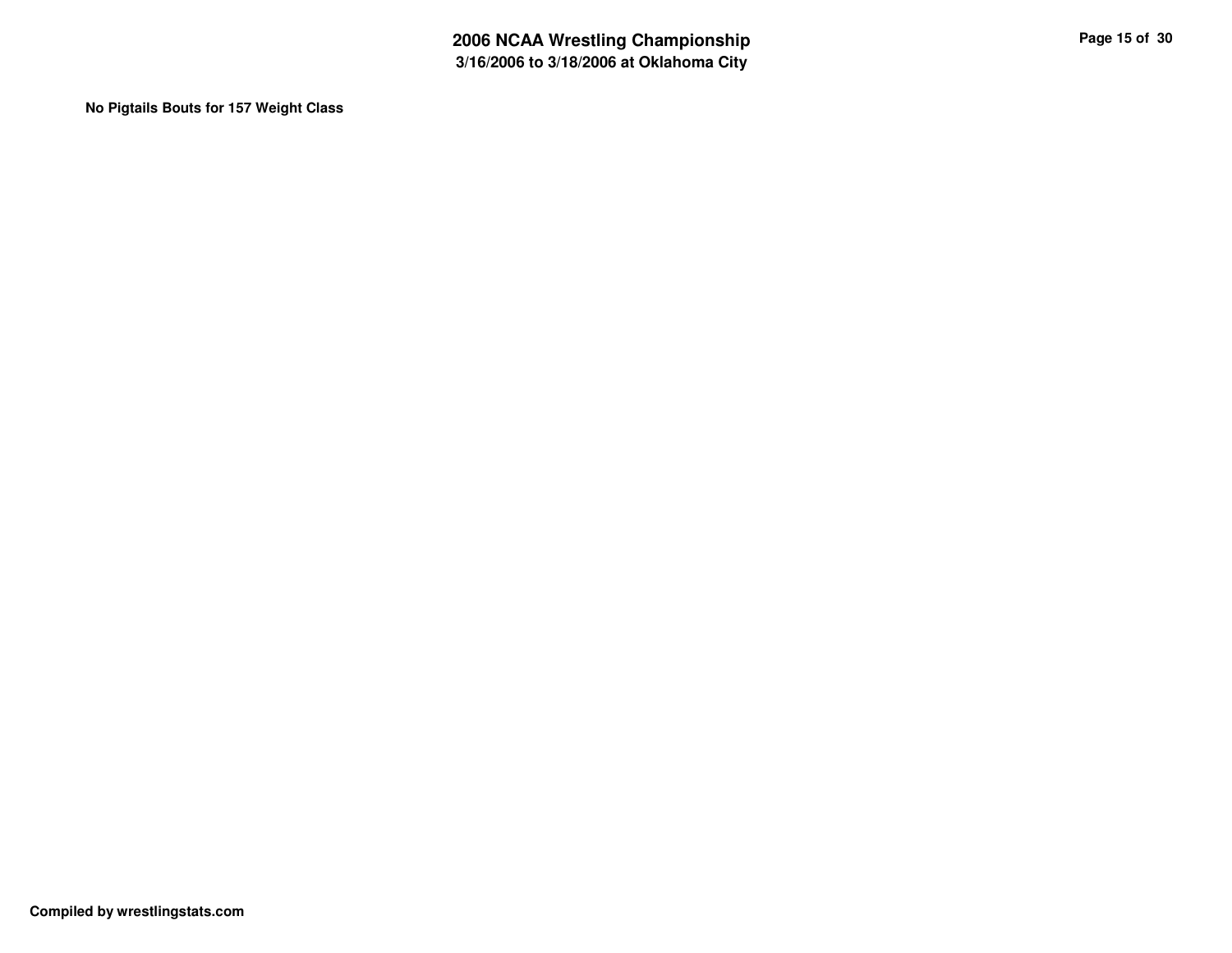**No Pigtails Bouts for 157 Weight Class**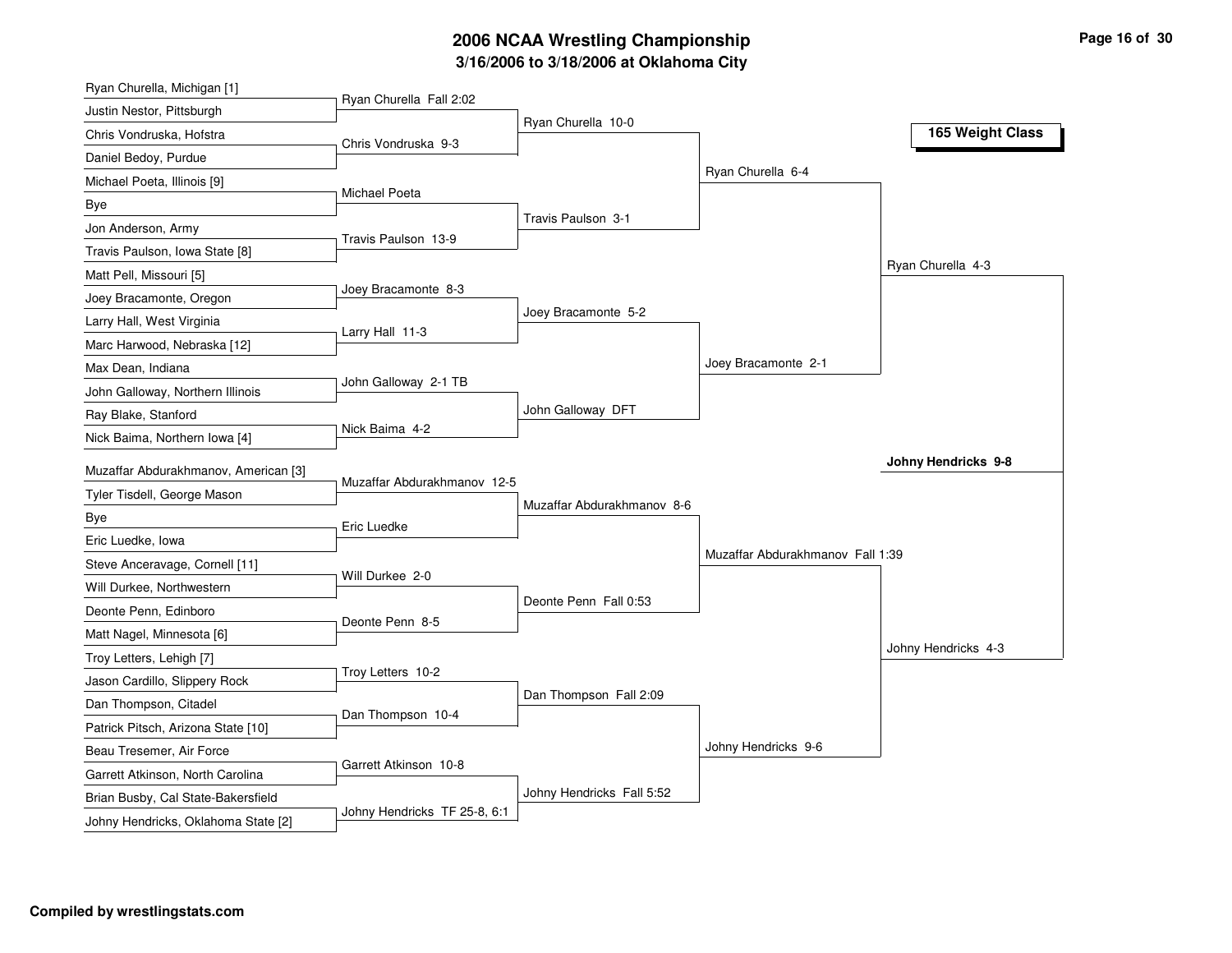# 2006 NCAA Wrestling Championship

## 3/16/2006 to 3/18/2006 at Oklahoma City

### 165 Weight Class

| First Round | Second Round | Quarterfinals | Semifinals | Finals |
|---|---|---|---|---|
| Ryan Churella, Michigan [1] vs Justin Nestor, Pittsburgh | Ryan Churella Fall 2:02 | | | |
| Chris Vondruska, Hofstra vs Daniel Bedoy, Purdue | Chris Vondruska 9-3 | Ryan Churella 10-0 | | |
| Michael Poeta, Illinois [9] vs Bye | Michael Poeta | | Ryan Churella 6-4 | |
| Jon Anderson, Army vs Travis Paulson, Iowa State [8] | Travis Paulson 13-9 | Travis Paulson 3-1 | | |
| Matt Pell, Missouri [5] vs Joey Bracamonte, Oregon | Joey Bracamonte 8-3 | | | Ryan Churella 4-3 |
| Larry Hall, West Virginia vs Marc Harwood, Nebraska [12] | Larry Hall 11-3 | Joey Bracamonte 5-2 | | |
| Max Dean, Indiana vs John Galloway, Northern Illinois | John Galloway 2-1 TB | | Joey Bracamonte 2-1 | |
| Ray Blake, Stanford vs Nick Baima, Northern Iowa [4] | Nick Baima 4-2 | John Galloway DFT | | |
| Muzaffar Abdurakhmanov, American [3] vs Tyler Tisdell, George Mason | Muzaffar Abdurakhmanov 12-5 | | | **Johny Hendricks 9-8** |
| Bye vs Eric Luedke, Iowa | Eric Luedke | Muzaffar Abdurakhmanov 8-6 | | |
| Steve Anceravage, Cornell [11] vs Will Durkee, Northwestern | Will Durkee 2-0 | | Muzaffar Abdurakhmanov Fall 1:39 | |
| Deonte Penn, Edinboro vs Matt Nagel, Minnesota [6] | Deonte Penn 8-5 | Deonte Penn Fall 0:53 | | |
| Troy Letters, Lehigh [7] vs Jason Cardillo, Slippery Rock | Troy Letters 10-2 | | | Johny Hendricks 4-3 |
| Dan Thompson, Citadel vs Patrick Pitsch, Arizona State [10] | Dan Thompson 10-4 | Dan Thompson Fall 2:09 | | |
| Beau Tresemer, Air Force vs Garrett Atkinson, North Carolina | Garrett Atkinson 10-8 | | Johny Hendricks 9-6 | |
| Brian Busby, Cal State-Bakersfield vs Johny Hendricks, Oklahoma State [2] | Johny Hendricks TF 25-8, 6:1 | Johny Hendricks Fall 5:52 | | |

Compiled by wrestlingstats.com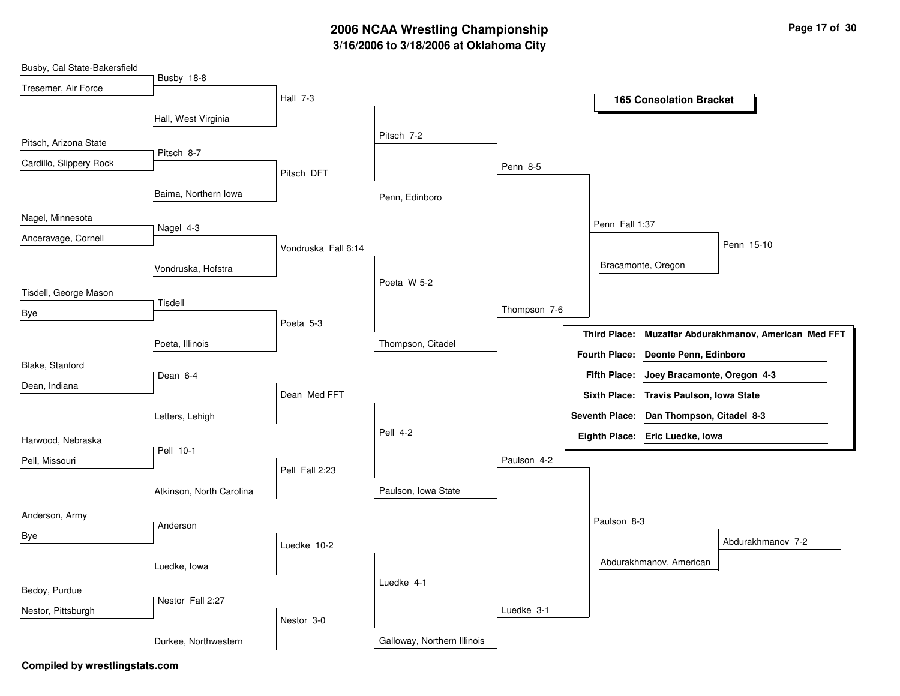# 2006 NCAA Wrestling Championship

## 3/16/2006 to 3/18/2006 at Oklahoma City

### 165 Consolation Bracket

**Round 1 / Round 2 / Round 3 / Quarterfinals / Semifinals / Place Matches**

| Wrestlers | Round 1 | Round 2 | Round 3 | Round 4 | Round 5 | Final |
|---|---|---|---|---|---|---|
| Busby, Cal State-Bakersfield vs Tresemer, Air Force | Busby 18-8 | | | | | |
| Hall, West Virginia | | Hall 7-3 | | | | |
| Pitsch, Arizona State vs Cardillo, Slippery Rock | Pitsch 8-7 | | | | | |
| Baima, Northern Iowa | | Pitsch DFT | Pitsch 7-2 | | | |
| Penn, Edinboro | | | | Penn 8-5 | | |
| Nagel, Minnesota vs Anceravage, Cornell | Nagel 4-3 | | | | | |
| Vondruska, Hofstra | | Vondruska Fall 6:14 | | | | |
| Tisdell, George Mason vs Bye | Tisdell | | | | | |
| Poeta, Illinois | | Poeta 5-3 | Poeta W 5-2 | | | |
| Thompson, Citadel | | | | Thompson 7-6 | Penn Fall 1:37 | |
| Bracamonte, Oregon | | | | | | Penn 15-10 |
| Blake, Stanford vs Dean, Indiana | Dean 6-4 | | | | | |
| Letters, Lehigh | | Dean Med FFT | | | | |
| Harwood, Nebraska vs Pell, Missouri | Pell 10-1 | | | | | |
| Atkinson, North Carolina | | Pell Fall 2:23 | Pell 4-2 | | | |
| Paulson, Iowa State | | | | Paulson 4-2 | | |
| Anderson, Army vs Bye | Anderson | | | | | |
| Luedke, Iowa | | Luedke 10-2 | | | | |
| Bedoy, Purdue vs Nestor, Pittsburgh | Nestor Fall 2:27 | | | | | |
| Durkee, Northwestern | | Nestor 3-0 | Luedke 4-1 | | | |
| Galloway, Northern Illinois | | | | Luedke 3-1 | Paulson 8-3 | |
| Abdurakhmanov, American | | | | | | Abdurakhmanov 7-2 |

**Third Place:** Muzaffar Abdurakhmanov, American Med FFT

**Fourth Place:** Deonte Penn, Edinboro

**Fifth Place:** Joey Bracamonte, Oregon 4-3

**Sixth Place:** Travis Paulson, Iowa State

**Seventh Place:** Dan Thompson, Citadel 8-3

**Eighth Place:** Eric Luedke, Iowa

**Compiled by wrestlingstats.com**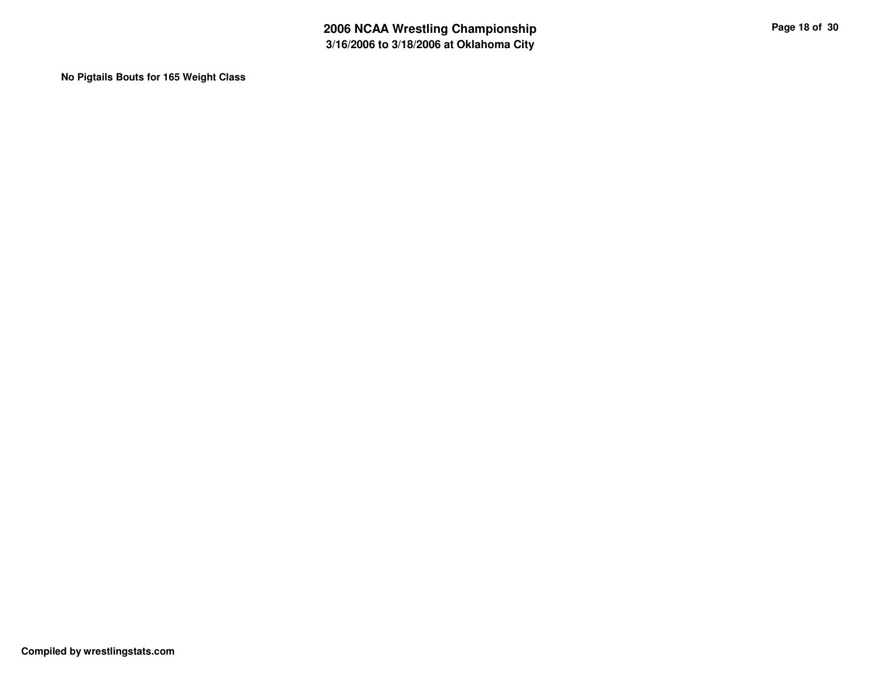**No Pigtails Bouts for 165 Weight Class**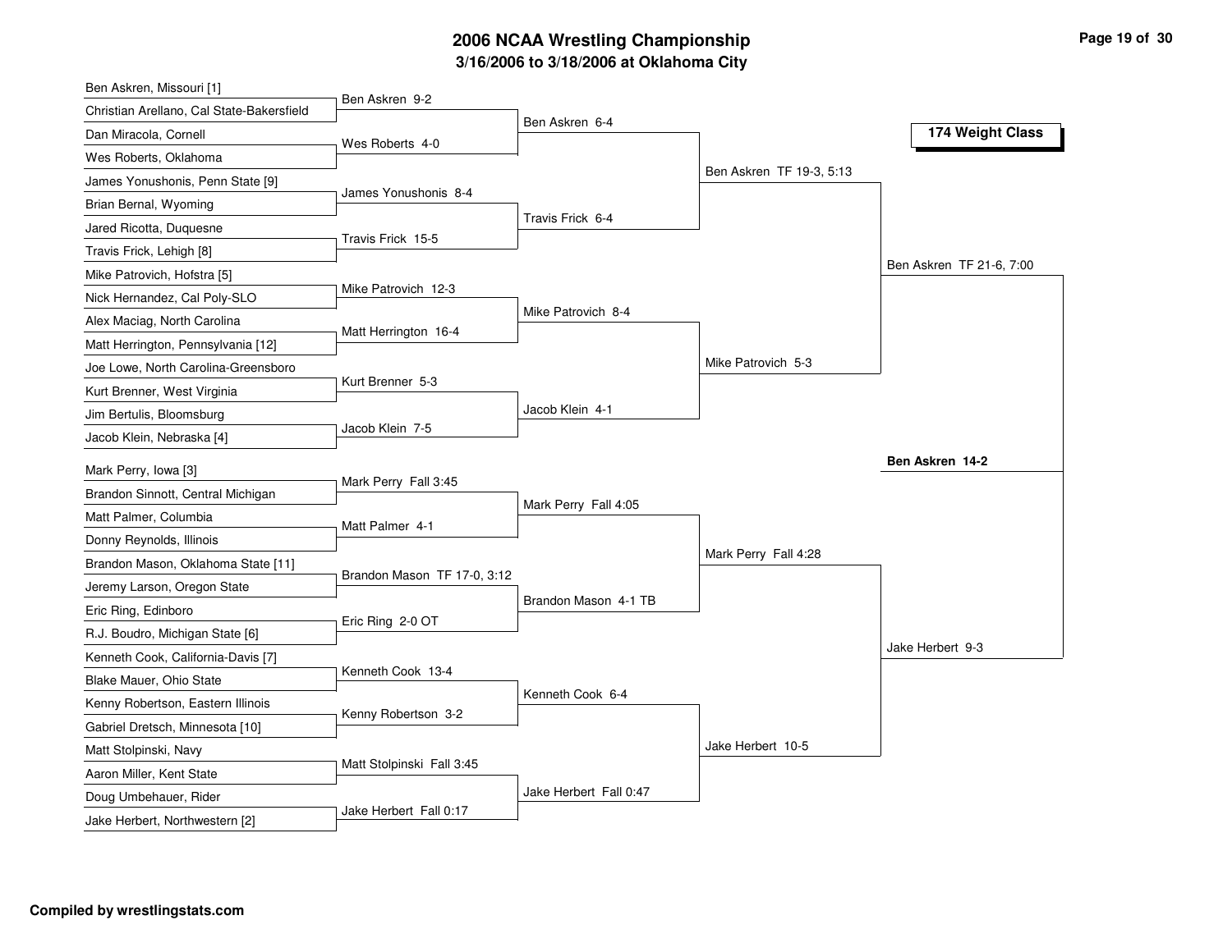# 2006 NCAA Wrestling Championship

## 3/16/2006 to 3/18/2006 at Oklahoma City

### 174 Weight Class

| First Round | Second Round | Quarterfinals | Semifinals | Finals |
|---|---|---|---|---|
| Ben Askren, Missouri [1] | | | | |
| Christian Arellano, Cal State-Bakersfield | Ben Askren 9-2 | | | |
| Dan Miracola, Cornell | | Ben Askren 6-4 | | |
| Wes Roberts, Oklahoma | Wes Roberts 4-0 | | | |
| James Yonushonis, Penn State [9] | | | Ben Askren TF 19-3, 5:13 | |
| Brian Bernal, Wyoming | James Yonushonis 8-4 | | | |
| Jared Ricotta, Duquesne | | Travis Frick 6-4 | | |
| Travis Frick, Lehigh [8] | Travis Frick 15-5 | | | |
| Mike Patrovich, Hofstra [5] | | | | Ben Askren TF 21-6, 7:00 |
| Nick Hernandez, Cal Poly-SLO | Mike Patrovich 12-3 | | | |
| Alex Maciag, North Carolina | | Mike Patrovich 8-4 | | |
| Matt Herrington, Pennsylvania [12] | Matt Herrington 16-4 | | | |
| Joe Lowe, North Carolina-Greensboro | | | Mike Patrovich 5-3 | |
| Kurt Brenner, West Virginia | Kurt Brenner 5-3 | | | |
| Jim Bertulis, Bloomsburg | | Jacob Klein 4-1 | | |
| Jacob Klein, Nebraska [4] | Jacob Klein 7-5 | | | |
| | | | | **Ben Askren 14-2** |
| Mark Perry, Iowa [3] | | | | |
| Brandon Sinnott, Central Michigan | Mark Perry Fall 3:45 | | | |
| Matt Palmer, Columbia | | Mark Perry Fall 4:05 | | |
| Donny Reynolds, Illinois | Matt Palmer 4-1 | | | |
| Brandon Mason, Oklahoma State [11] | | | Mark Perry Fall 4:28 | |
| Jeremy Larson, Oregon State | Brandon Mason TF 17-0, 3:12 | | | |
| Eric Ring, Edinboro | | Brandon Mason 4-1 TB | | |
| R.J. Boudro, Michigan State [6] | Eric Ring 2-0 OT | | | |
| Kenneth Cook, California-Davis [7] | | | | Jake Herbert 9-3 |
| Blake Mauer, Ohio State | Kenneth Cook 13-4 | | | |
| Kenny Robertson, Eastern Illinois | | Kenneth Cook 6-4 | | |
| Gabriel Dretsch, Minnesota [10] | Kenny Robertson 3-2 | | | |
| Matt Stolpinski, Navy | | | Jake Herbert 10-5 | |
| Aaron Miller, Kent State | Matt Stolpinski Fall 3:45 | | | |
| Doug Umbehauer, Rider | | Jake Herbert Fall 0:47 | | |
| Jake Herbert, Northwestern [2] | Jake Herbert Fall 0:17 | | | |

Compiled by wrestlingstats.com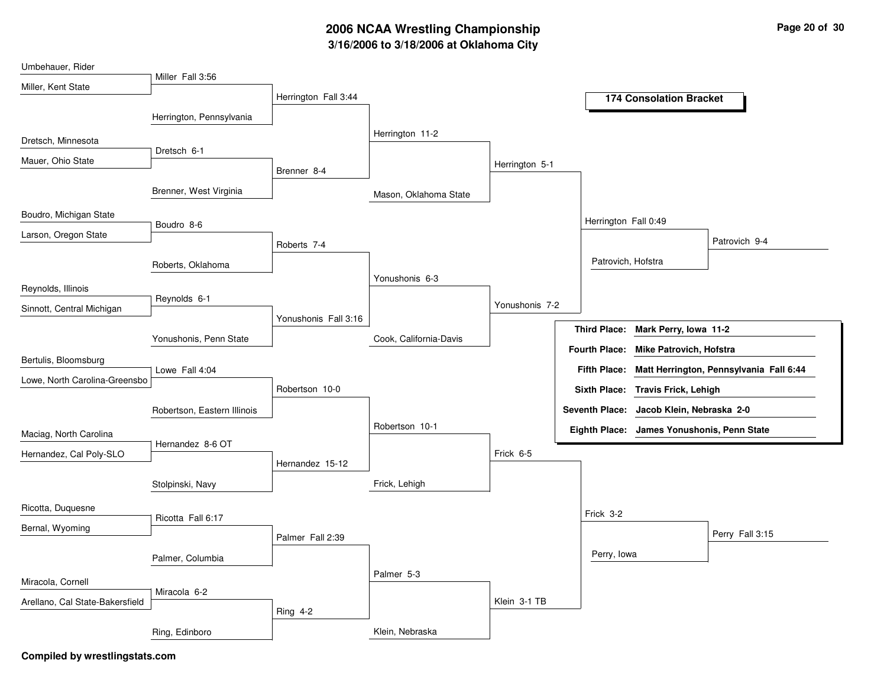# 2006 NCAA Wrestling Championship

### 3/16/2006 to 3/18/2006 at Oklahoma City

## 174 Consolation Bracket

**Round 1**

- Umbehauer, Rider vs. Miller, Kent State — Miller Fall 3:56
- Dretsch, Minnesota vs. Mauer, Ohio State — Dretsch 6-1
- Boudro, Michigan State vs. Larson, Oregon State — Boudro 8-6
- Reynolds, Illinois vs. Sinnott, Central Michigan — Reynolds 6-1
- Bertulis, Bloomsburg vs. Lowe, North Carolina-Greensbo — Lowe Fall 4:04
- Maciag, North Carolina vs. Hernandez, Cal Poly-SLO — Hernandez 8-6 OT
- Ricotta, Duquesne vs. Bernal, Wyoming — Ricotta Fall 6:17
- Miracola, Cornell vs. Arellano, Cal State-Bakersfield — Miracola 6-2

**Round 2**

- Miller vs. Herrington, Pennsylvania — Herrington Fall 3:44
- Dretsch vs. Brenner, West Virginia — Brenner 8-4
- Boudro vs. Roberts, Oklahoma — Roberts 7-4
- Reynolds vs. Yonushonis, Penn State — Yonushonis Fall 3:16
- Lowe vs. Robertson, Eastern Illinois — Robertson 10-0
- Hernandez vs. Stolpinski, Navy — Hernandez 15-12
- Ricotta vs. Palmer, Columbia — Palmer Fall 2:39
- Miracola vs. Ring, Edinboro — Ring 4-2

**Round 3**

- Herrington vs. Brenner — Herrington 11-2
- Roberts vs. Yonushonis — Yonushonis 6-3
- Robertson vs. Hernandez — Robertson 10-1
- Palmer vs. Ring — Palmer 5-3

**Round 4**

- Herrington vs. Mason, Oklahoma State — Herrington 5-1
- Yonushonis vs. Cook, California-Davis — Yonushonis 7-2
- Robertson vs. Frick, Lehigh — Frick 6-5
- Palmer vs. Klein, Nebraska — Klein 3-1 TB

**Round 5**

- Herrington vs. Yonushonis — Herrington Fall 0:49
- Frick vs. Klein — Frick 3-2

**Round 6**

- Herrington vs. Patrovich, Hofstra — Patrovich 9-4
- Frick vs. Perry, Iowa — Perry Fall 3:15

| Place | Result |
| --- | --- |
| **Third Place:** | **Mark Perry, Iowa 11-2** |
| **Fourth Place:** | **Mike Patrovich, Hofstra** |
| **Fifth Place:** | **Matt Herrington, Pennsylvania Fall 6:44** |
| **Sixth Place:** | **Travis Frick, Lehigh** |
| **Seventh Place:** | **Jacob Klein, Nebraska 2-0** |
| **Eighth Place:** | **James Yonushonis, Penn State** |

**Compiled by wrestlingstats.com**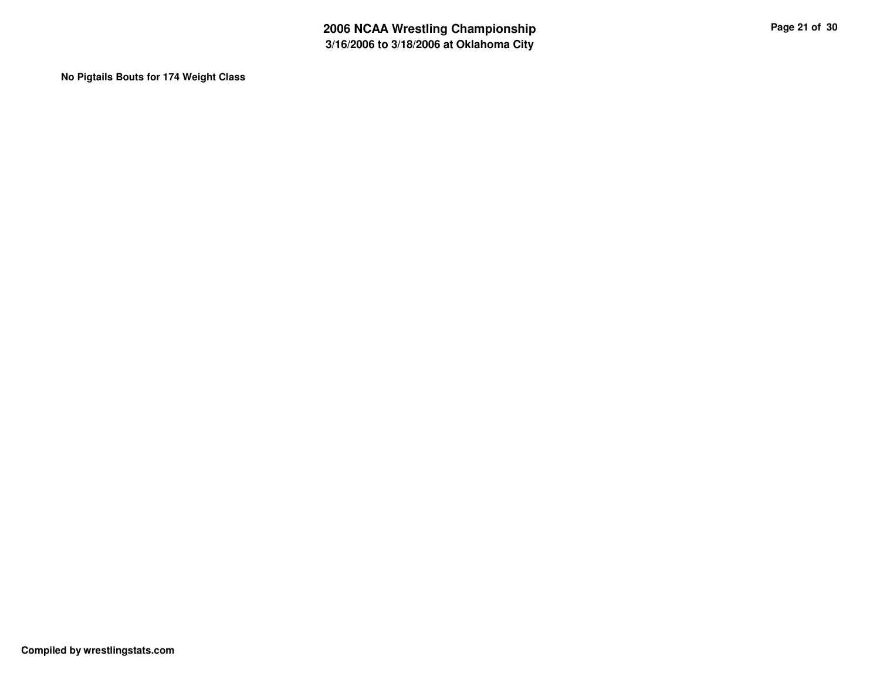**No Pigtails Bouts for 174 Weight Class**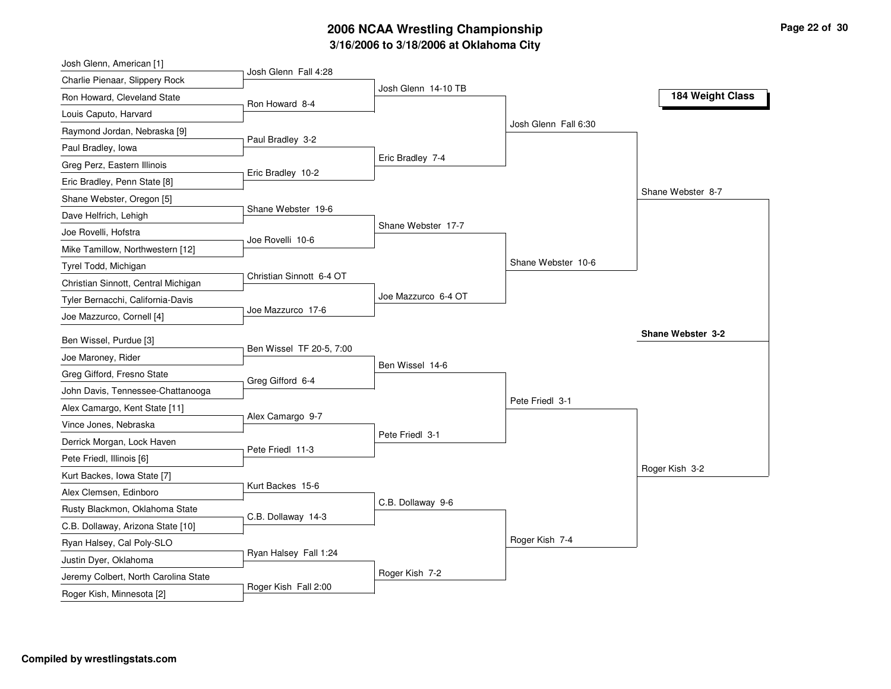# 2006 NCAA Wrestling Championship

## 3/16/2006 to 3/18/2006 at Oklahoma City

### 184 Weight Class

**First Round**

- Josh Glenn, American [1] vs Charlie Pienaar, Slippery Rock — Josh Glenn Fall 4:28
- Ron Howard, Cleveland State vs Louis Caputo, Harvard — Ron Howard 8-4
- Raymond Jordan, Nebraska [9] vs Paul Bradley, Iowa — Paul Bradley 3-2
- Greg Perz, Eastern Illinois vs Eric Bradley, Penn State [8] — Eric Bradley 10-2
- Shane Webster, Oregon [5] vs Dave Helfrich, Lehigh — Shane Webster 19-6
- Joe Rovelli, Hofstra vs Mike Tamillow, Northwestern [12] — Joe Rovelli 10-6
- Tyrel Todd, Michigan vs Christian Sinnott, Central Michigan — Christian Sinnott 6-4 OT
- Tyler Bernacchi, California-Davis vs Joe Mazzurco, Cornell [4] — Joe Mazzurco 17-6
- Ben Wissel, Purdue [3] vs Joe Maroney, Rider — Ben Wissel TF 20-5, 7:00
- Greg Gifford, Fresno State vs John Davis, Tennessee-Chattanooga — Greg Gifford 6-4
- Alex Camargo, Kent State [11] vs Vince Jones, Nebraska — Alex Camargo 9-7
- Derrick Morgan, Lock Haven vs Pete Friedl, Illinois [6] — Pete Friedl 11-3
- Kurt Backes, Iowa State [7] vs Alex Clemsen, Edinboro — Kurt Backes 15-6
- Rusty Blackmon, Oklahoma State vs C.B. Dollaway, Arizona State [10] — C.B. Dollaway 14-3
- Ryan Halsey, Cal Poly-SLO vs Justin Dyer, Oklahoma — Ryan Halsey Fall 1:24
- Jeremy Colbert, North Carolina State vs Roger Kish, Minnesota [2] — Roger Kish Fall 2:00

**Second Round**

- Josh Glenn 14-10 TB
- Eric Bradley 7-4
- Shane Webster 17-7
- Joe Mazzurco 6-4 OT
- Ben Wissel 14-6
- Pete Friedl 3-1
- C.B. Dollaway 9-6
- Roger Kish 7-2

**Quarterfinals**

- Josh Glenn Fall 6:30
- Shane Webster 10-6
- Pete Friedl 3-1
- Roger Kish 7-4

**Semifinals**

- Shane Webster 8-7
- Roger Kish 3-2

**Championship**

**Shane Webster 3-2**

Compiled by wrestlingstats.com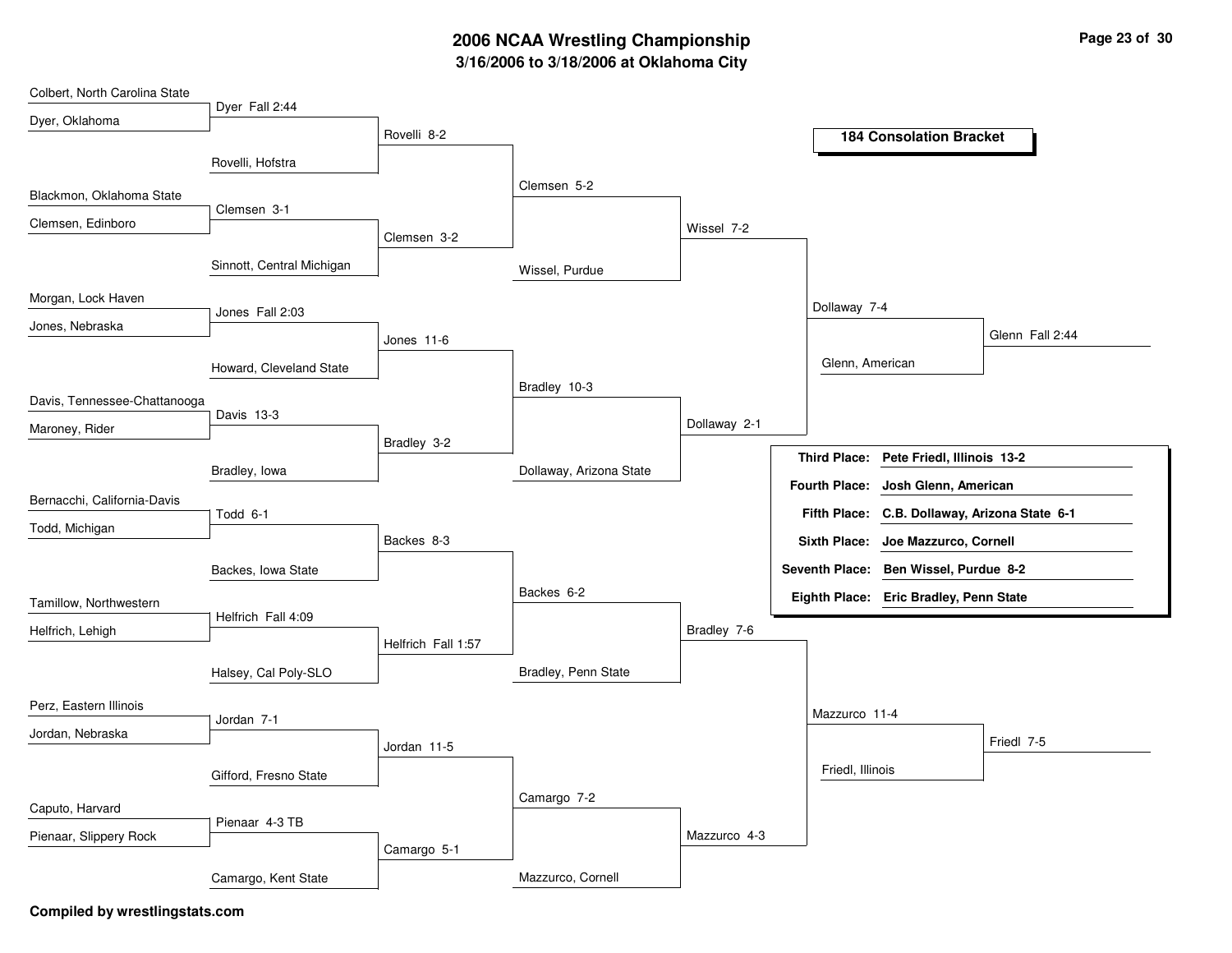# 2006 NCAA Wrestling Championship

**3/16/2006 to 3/18/2006 at Oklahoma City**

## 184 Consolation Bracket

### Round 1

| Wrestlers | Result |
| --- | --- |
| Colbert, North Carolina State vs. Dyer, Oklahoma | Dyer Fall 2:44 |
| Blackmon, Oklahoma State vs. Clemsen, Edinboro | Clemsen 3-1 |
| Morgan, Lock Haven vs. Jones, Nebraska | Jones Fall 2:03 |
| Davis, Tennessee-Chattanooga vs. Maroney, Rider | Davis 13-3 |
| Bernacchi, California-Davis vs. Todd, Michigan | Todd 6-1 |
| Tamillow, Northwestern vs. Helfrich, Lehigh | Helfrich Fall 4:09 |
| Perz, Eastern Illinois vs. Jordan, Nebraska | Jordan 7-1 |
| Caputo, Harvard vs. Pienaar, Slippery Rock | Pienaar 4-3 TB |

### Round 2

| Wrestlers | Result |
| --- | --- |
| Dyer vs. Rovelli, Hofstra | Rovelli 8-2 |
| Clemsen vs. Sinnott, Central Michigan | Clemsen 3-2 |
| Jones vs. Howard, Cleveland State | Jones 11-6 |
| Davis vs. Bradley, Iowa | Bradley 3-2 |
| Todd vs. Backes, Iowa State | Backes 8-3 |
| Helfrich vs. Halsey, Cal Poly-SLO | Helfrich Fall 1:57 |
| Jordan vs. Gifford, Fresno State | Jordan 11-5 |
| Pienaar vs. Camargo, Kent State | Camargo 5-1 |

### Round 3

| Wrestlers | Result |
| --- | --- |
| Rovelli vs. Clemsen | Clemsen 5-2 |
| Jones vs. Bradley | Bradley 10-3 |
| Backes vs. Helfrich | Backes 6-2 |
| Jordan vs. Camargo | Camargo 7-2 |

### Round 4

| Wrestlers | Result |
| --- | --- |
| Clemsen vs. Wissel, Purdue | Wissel 7-2 |
| Bradley vs. Dollaway, Arizona State | Dollaway 2-1 |
| Backes vs. Bradley, Penn State | Bradley 7-6 |
| Camargo vs. Mazzurco, Cornell | Mazzurco 4-3 |

### Round 5

| Wrestlers | Result |
| --- | --- |
| Wissel vs. Dollaway | Dollaway 7-4 |
| Bradley vs. Mazzurco | Mazzurco 11-4 |

### Round 6

| Wrestlers | Result |
| --- | --- |
| Dollaway vs. Glenn, American | Glenn Fall 2:44 |
| Mazzurco vs. Friedl, Illinois | Friedl 7-5 |

### Placements

| Place | Wrestler |
| --- | --- |
| Third Place: | Pete Friedl, Illinois 13-2 |
| Fourth Place: | Josh Glenn, American |
| Fifth Place: | C.B. Dollaway, Arizona State 6-1 |
| Sixth Place: | Joe Mazzurco, Cornell |
| Seventh Place: | Ben Wissel, Purdue 8-2 |
| Eighth Place: | Eric Bradley, Penn State |

**Compiled by wrestlingstats.com**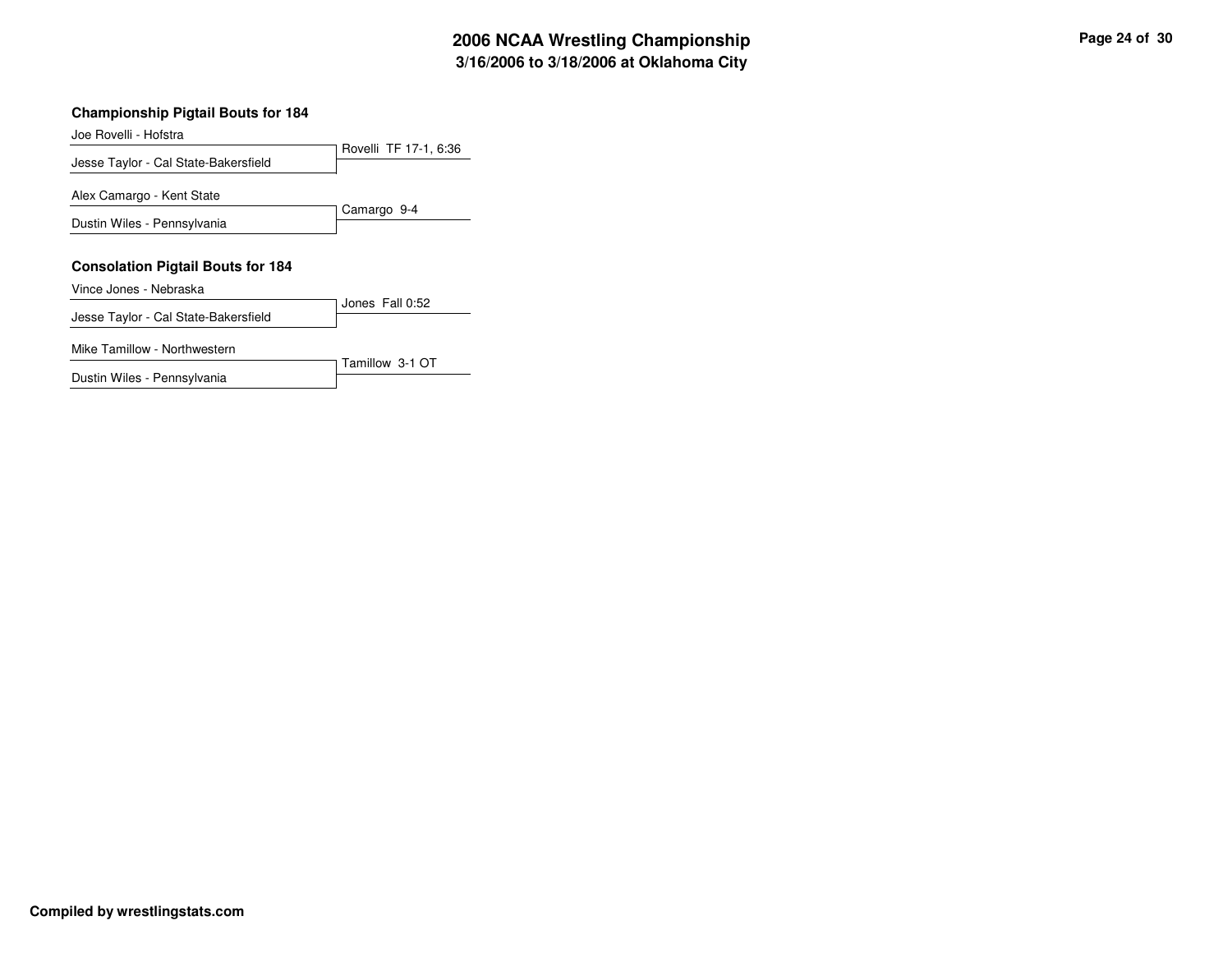## Championship Pigtail Bouts for 184

| Wrestlers | Result |
| --- | --- |
| Joe Rovelli - Hofstra<br>Jesse Taylor - Cal State-Bakersfield | Rovelli TF 17-1, 6:36 |
| Alex Camargo - Kent State<br>Dustin Wiles - Pennsylvania | Camargo 9-4 |

## Consolation Pigtail Bouts for 184

| Wrestlers | Result |
| --- | --- |
| Vince Jones - Nebraska<br>Jesse Taylor - Cal State-Bakersfield | Jones Fall 0:52 |
| Mike Tamillow - Northwestern<br>Dustin Wiles - Pennsylvania | Tamillow 3-1 OT |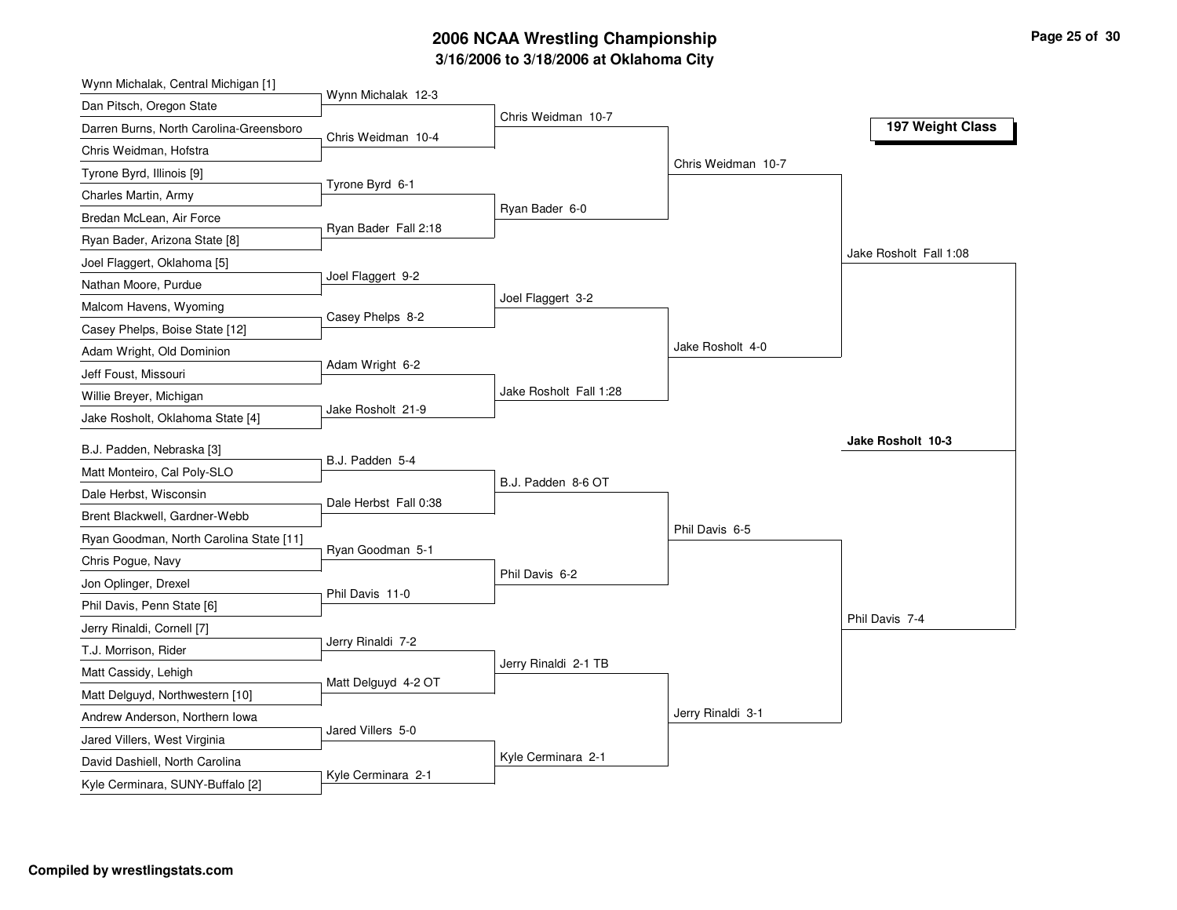# 2006 NCAA Wrestling Championship

## 3/16/2006 to 3/18/2006 at Oklahoma City

### 197 Weight Class

| First Round | Second Round | Quarterfinals | Semifinals | Finals |
|---|---|---|---|---|
| Wynn Michalak, Central Michigan [1] | | | | |
| Dan Pitsch, Oregon State | Wynn Michalak 12-3 | | | |
| Darren Burns, North Carolina-Greensboro | | Chris Weidman 10-7 | | |
| Chris Weidman, Hofstra | Chris Weidman 10-4 | | | |
| Tyrone Byrd, Illinois [9] | | | Chris Weidman 10-7 | |
| Charles Martin, Army | Tyrone Byrd 6-1 | | | |
| Bredan McLean, Air Force | | Ryan Bader 6-0 | | |
| Ryan Bader, Arizona State [8] | Ryan Bader Fall 2:18 | | | |
| Joel Flaggert, Oklahoma [5] | | | | Jake Rosholt Fall 1:08 |
| Nathan Moore, Purdue | Joel Flaggert 9-2 | | | |
| Malcom Havens, Wyoming | | Joel Flaggert 3-2 | | |
| Casey Phelps, Boise State [12] | Casey Phelps 8-2 | | | |
| Adam Wright, Old Dominion | | | Jake Rosholt 4-0 | |
| Jeff Foust, Missouri | Adam Wright 6-2 | | | |
| Willie Breyer, Michigan | | Jake Rosholt Fall 1:28 | | |
| Jake Rosholt, Oklahoma State [4] | Jake Rosholt 21-9 | | | |
| B.J. Padden, Nebraska [3] | | | | **Jake Rosholt 10-3** |
| Matt Monteiro, Cal Poly-SLO | B.J. Padden 5-4 | | | |
| Dale Herbst, Wisconsin | | B.J. Padden 8-6 OT | | |
| Brent Blackwell, Gardner-Webb | Dale Herbst Fall 0:38 | | | |
| Ryan Goodman, North Carolina State [11] | | | Phil Davis 6-5 | |
| Chris Pogue, Navy | Ryan Goodman 5-1 | | | |
| Jon Oplinger, Drexel | | Phil Davis 6-2 | | |
| Phil Davis, Penn State [6] | Phil Davis 11-0 | | | |
| Jerry Rinaldi, Cornell [7] | | | | Phil Davis 7-4 |
| T.J. Morrison, Rider | Jerry Rinaldi 7-2 | | | |
| Matt Cassidy, Lehigh | | Jerry Rinaldi 2-1 TB | | |
| Matt Delguyd, Northwestern [10] | Matt Delguyd 4-2 OT | | | |
| Andrew Anderson, Northern Iowa | | | Jerry Rinaldi 3-1 | |
| Jared Villers, West Virginia | Jared Villers 5-0 | | | |
| David Dashiell, North Carolina | | Kyle Cerminara 2-1 | | |
| Kyle Cerminara, SUNY-Buffalo [2] | Kyle Cerminara 2-1 | | | |

**Compiled by wrestlingstats.com**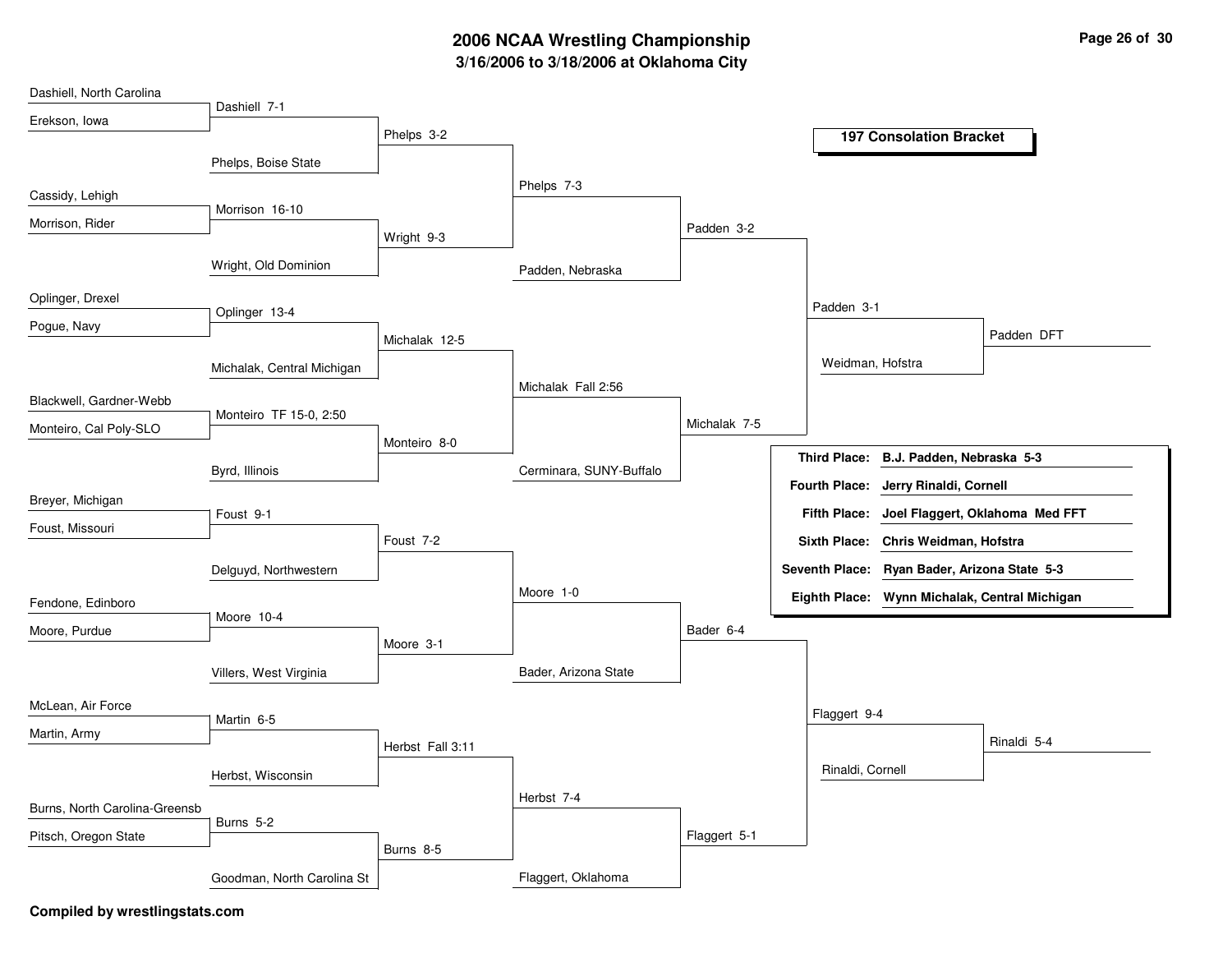# 2006 NCAA Wrestling Championship

## 3/16/2006 to 3/18/2006 at Oklahoma City

### 197 Consolation Bracket

**Round 1**

| Wrestler 1 | Wrestler 2 | Result |
|---|---|---|
| Dashiell, North Carolina | Erekson, Iowa | Dashiell 7-1 |
| Cassidy, Lehigh | Morrison, Rider | Morrison 16-10 |
| Oplinger, Drexel | Pogue, Navy | Oplinger 13-4 |
| Blackwell, Gardner-Webb | Monteiro, Cal Poly-SLO | Monteiro TF 15-0, 2:50 |
| Breyer, Michigan | Foust, Missouri | Foust 9-1 |
| Fendone, Edinboro | Moore, Purdue | Moore 10-4 |
| McLean, Air Force | Martin, Army | Martin 6-5 |
| Burns, North Carolina-Greensb | Pitsch, Oregon State | Burns 5-2 |

**Round 2**

| Wrestler 1 | Wrestler 2 | Result |
|---|---|---|
| Dashiell | Phelps, Boise State | Phelps 3-2 |
| Morrison | Wright, Old Dominion | Wright 9-3 |
| Oplinger | Michalak, Central Michigan | Michalak 12-5 |
| Monteiro | Byrd, Illinois | Monteiro 8-0 |
| Foust | Delguyd, Northwestern | Foust 7-2 |
| Moore | Villers, West Virginia | Moore 3-1 |
| Martin | Herbst, Wisconsin | Herbst Fall 3:11 |
| Burns | Goodman, North Carolina St | Burns 8-5 |

**Round 3**

| Wrestler 1 | Wrestler 2 | Result |
|---|---|---|
| Phelps | Wright | Phelps 7-3 |
| Michalak | Monteiro | Michalak Fall 2:56 |
| Foust | Moore | Moore 1-0 |
| Herbst | Burns | Herbst 7-4 |

**Round 4**

| Wrestler 1 | Wrestler 2 | Result |
|---|---|---|
| Phelps | Padden, Nebraska | Padden 3-2 |
| Michalak | Cerminara, SUNY-Buffalo | Michalak 7-5 |
| Moore | Bader, Arizona State | Bader 6-4 |
| Herbst | Flaggert, Oklahoma | Flaggert 5-1 |

**Consolation Semifinals**

| Wrestler 1 | Wrestler 2 | Result |
|---|---|---|
| Padden | Michalak | Padden 3-1 |
| Bader | Flaggert | Flaggert 9-4 |

**Consolation Finals**

| Wrestler 1 | Wrestler 2 | Result |
|---|---|---|
| Padden | Weidman, Hofstra | Padden DFT |
| Flaggert | Rinaldi, Cornell | Rinaldi 5-4 |

**Placements**

| Place | Wrestler |
|---|---|
| Third Place: | B.J. Padden, Nebraska 5-3 |
| Fourth Place: | Jerry Rinaldi, Cornell |
| Fifth Place: | Joel Flaggert, Oklahoma Med FFT |
| Sixth Place: | Chris Weidman, Hofstra |
| Seventh Place: | Ryan Bader, Arizona State 5-3 |
| Eighth Place: | Wynn Michalak, Central Michigan |

**Compiled by wrestlingstats.com**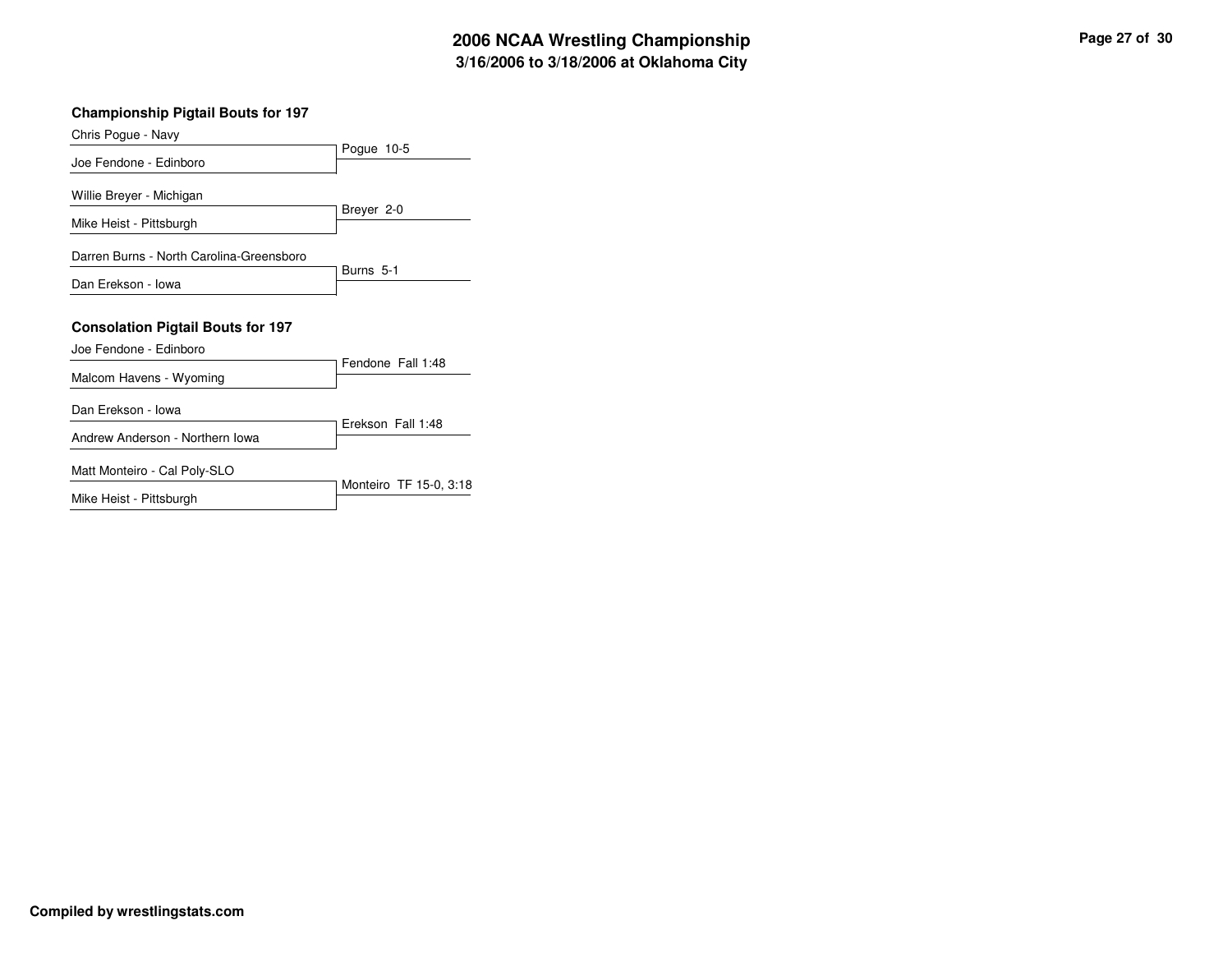# 2006 NCAA Wrestling Championship
## 3/16/2006 to 3/18/2006 at Oklahoma City

### Championship Pigtail Bouts for 197

| Wrestlers | Result |
| --- | --- |
| Chris Pogue - Navy<br>Joe Fendone - Edinboro | Pogue 10-5 |
| Willie Breyer - Michigan<br>Mike Heist - Pittsburgh | Breyer 2-0 |
| Darren Burns - North Carolina-Greensboro<br>Dan Erekson - Iowa | Burns 5-1 |

### Consolation Pigtail Bouts for 197

| Wrestlers | Result |
| --- | --- |
| Joe Fendone - Edinboro<br>Malcom Havens - Wyoming | Fendone Fall 1:48 |
| Dan Erekson - Iowa<br>Andrew Anderson - Northern Iowa | Erekson Fall 1:48 |
| Matt Monteiro - Cal Poly-SLO<br>Mike Heist - Pittsburgh | Monteiro TF 15-0, 3:18 |

**Compiled by wrestlingstats.com**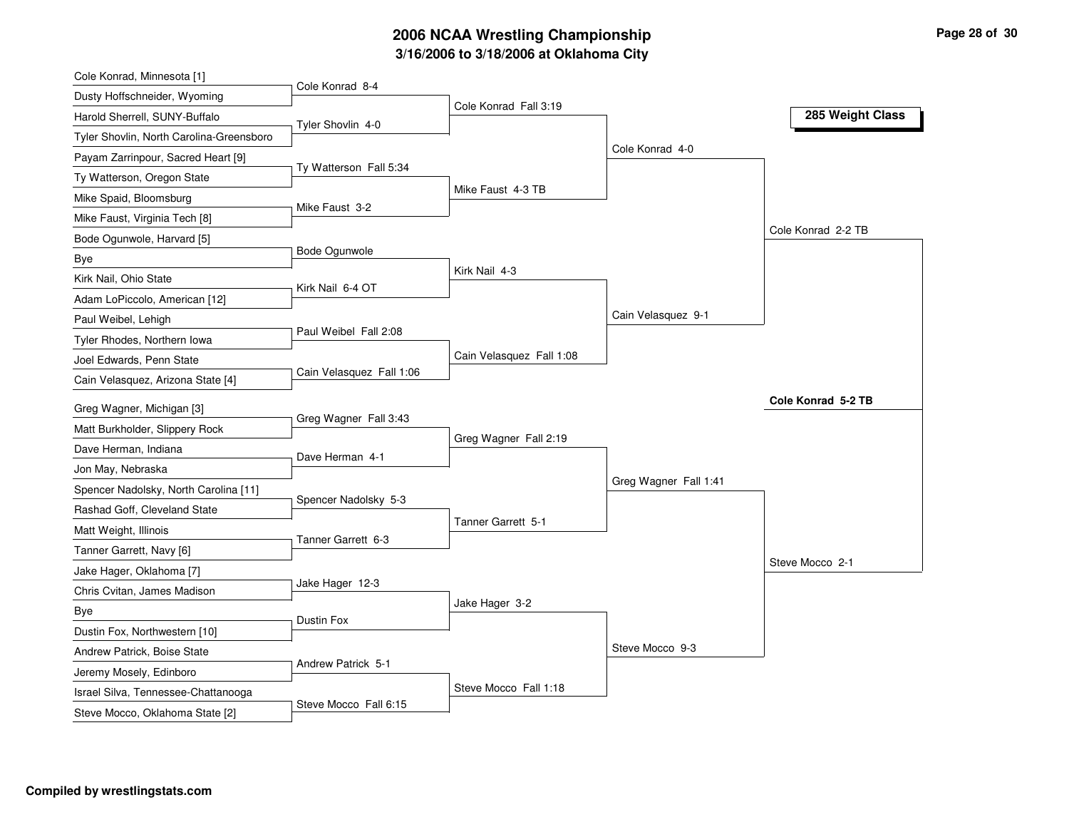# 2006 NCAA Wrestling Championship

## 3/16/2006 to 3/18/2006 at Oklahoma City

### 285 Weight Class

**First Round**

- Cole Konrad, Minnesota [1] vs. Dusty Hoffschneider, Wyoming — Cole Konrad 8-4
- Harold Sherrell, SUNY-Buffalo vs. Tyler Shovlin, North Carolina-Greensboro — Tyler Shovlin 4-0
- Payam Zarrinpour, Sacred Heart [9] vs. Ty Watterson, Oregon State — Ty Watterson Fall 5:34
- Mike Spaid, Bloomsburg vs. Mike Faust, Virginia Tech [8] — Mike Faust 3-2
- Bode Ogunwole, Harvard [5] vs. Bye — Bode Ogunwole
- Kirk Nail, Ohio State vs. Adam LoPiccolo, American [12] — Kirk Nail 6-4 OT
- Paul Weibel, Lehigh vs. Tyler Rhodes, Northern Iowa — Paul Weibel Fall 2:08
- Joel Edwards, Penn State vs. Cain Velasquez, Arizona State [4] — Cain Velasquez Fall 1:06
- Greg Wagner, Michigan [3] vs. Matt Burkholder, Slippery Rock — Greg Wagner Fall 3:43
- Dave Herman, Indiana vs. Jon May, Nebraska — Dave Herman 4-1
- Spencer Nadolsky, North Carolina [11] vs. Rashad Goff, Cleveland State — Spencer Nadolsky 5-3
- Matt Weight, Illinois vs. Tanner Garrett, Navy [6] — Tanner Garrett 6-3
- Jake Hager, Oklahoma [7] vs. Chris Cvitan, James Madison — Jake Hager 12-3
- Bye vs. Dustin Fox, Northwestern [10] — Dustin Fox
- Andrew Patrick, Boise State vs. Jeremy Mosely, Edinboro — Andrew Patrick 5-1
- Israel Silva, Tennessee-Chattanooga vs. Steve Mocco, Oklahoma State [2] — Steve Mocco Fall 6:15

**Second Round**

- Cole Konrad Fall 3:19
- Mike Faust 4-3 TB
- Kirk Nail 4-3
- Cain Velasquez Fall 1:08
- Greg Wagner Fall 2:19
- Tanner Garrett 5-1
- Jake Hager 3-2
- Steve Mocco Fall 1:18

**Quarterfinals**

- Cole Konrad 4-0
- Cain Velasquez 9-1
- Greg Wagner Fall 1:41
- Steve Mocco 9-3

**Semifinals**

- Cole Konrad 2-2 TB
- Steve Mocco 2-1

**Final**

- **Cole Konrad 5-2 TB**

Compiled by wrestlingstats.com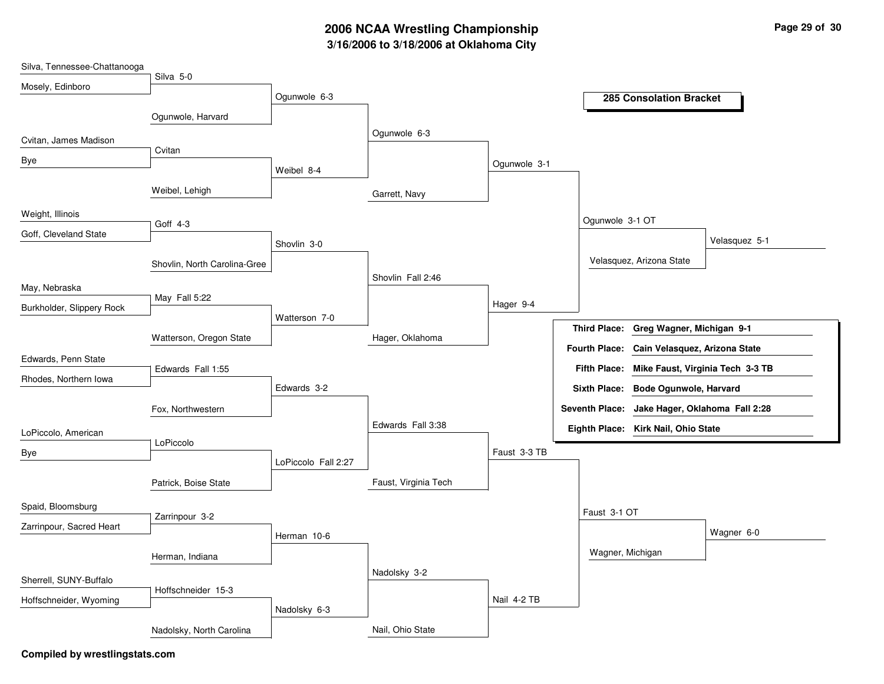# 2006 NCAA Wrestling Championship

### 3/16/2006 to 3/18/2006 at Oklahoma City

## 285 Consolation Bracket

### Round 1

| Wrestler 1 | Wrestler 2 | Result |
| --- | --- | --- |
| Silva, Tennessee-Chattanooga | Mosely, Edinboro | Silva 5-0 |
| Cvitan, James Madison | Bye | Cvitan |
| Weight, Illinois | Goff, Cleveland State | Goff 4-3 |
| May, Nebraska | Burkholder, Slippery Rock | May Fall 5:22 |
| Edwards, Penn State | Rhodes, Northern Iowa | Edwards Fall 1:55 |
| LoPiccolo, American | Bye | LoPiccolo |
| Spaid, Bloomsburg | Zarrinpour, Sacred Heart | Zarrinpour 3-2 |
| Sherrell, SUNY-Buffalo | Hoffschneider, Wyoming | Hoffschneider 15-3 |

### Round 2

| Wrestler 1 | Wrestler 2 | Result |
| --- | --- | --- |
| Silva | Ogunwole, Harvard | Ogunwole 6-3 |
| Cvitan | Weibel, Lehigh | Weibel 8-4 |
| Goff | Shovlin, North Carolina-Gree | Shovlin 3-0 |
| May | Watterson, Oregon State | Watterson 7-0 |
| Edwards | Fox, Northwestern | Edwards 3-2 |
| LoPiccolo | Patrick, Boise State | LoPiccolo Fall 2:27 |
| Zarrinpour | Herman, Indiana | Herman 10-6 |
| Hoffschneider | Nadolsky, North Carolina | Nadolsky 6-3 |

### Round 3

| Wrestler 1 | Wrestler 2 | Result |
| --- | --- | --- |
| Ogunwole | Weibel | Ogunwole 6-3 |
| Shovlin | Watterson | Shovlin Fall 2:46 |
| Edwards | LoPiccolo | Edwards Fall 3:38 |
| Herman | Nadolsky | Nadolsky 3-2 |

### Round 4

| Wrestler 1 | Wrestler 2 | Result |
| --- | --- | --- |
| Ogunwole | Garrett, Navy | Ogunwole 3-1 |
| Shovlin | Hager, Oklahoma | Hager 9-4 |
| Edwards | Faust, Virginia Tech | Faust 3-3 TB |
| Nadolsky | Nail, Ohio State | Nail 4-2 TB |

### Round 5

| Wrestler 1 | Wrestler 2 | Result |
| --- | --- | --- |
| Ogunwole | Hager | Ogunwole 3-1 OT |
| Faust | Nail | Faust 3-1 OT |

### Round 6

| Wrestler 1 | Wrestler 2 | Result |
| --- | --- | --- |
| Ogunwole | Velasquez, Arizona State | Velasquez 5-1 |
| Faust | Wagner, Michigan | Wagner 6-0 |

### Placement

| Place | Wrestler |
| --- | --- |
| Third Place: | Greg Wagner, Michigan 9-1 |
| Fourth Place: | Cain Velasquez, Arizona State |
| Fifth Place: | Mike Faust, Virginia Tech 3-3 TB |
| Sixth Place: | Bode Ogunwole, Harvard |
| Seventh Place: | Jake Hager, Oklahoma Fall 2:28 |
| Eighth Place: | Kirk Nail, Ohio State |

**Compiled by wrestlingstats.com**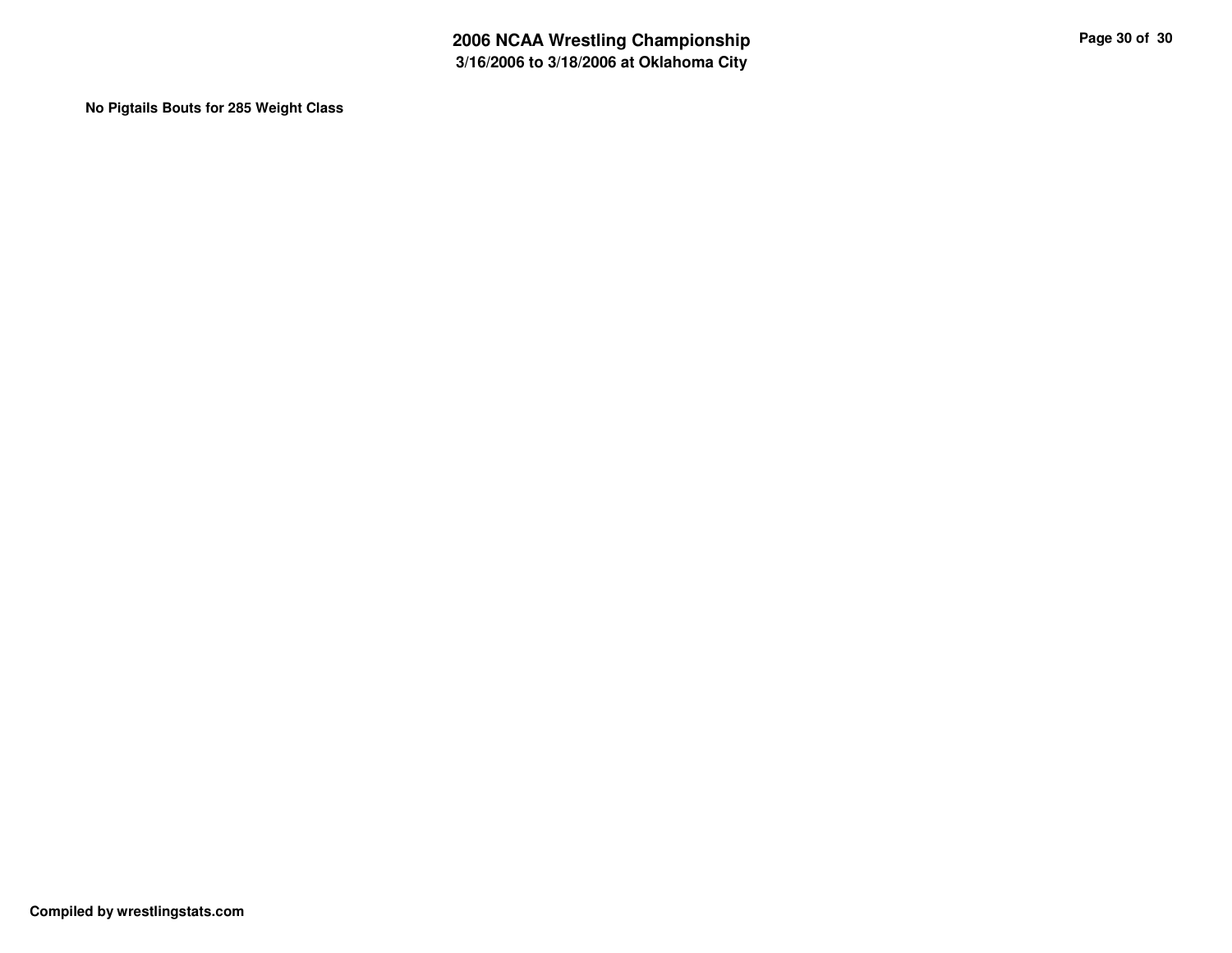**No Pigtails Bouts for 285 Weight Class**